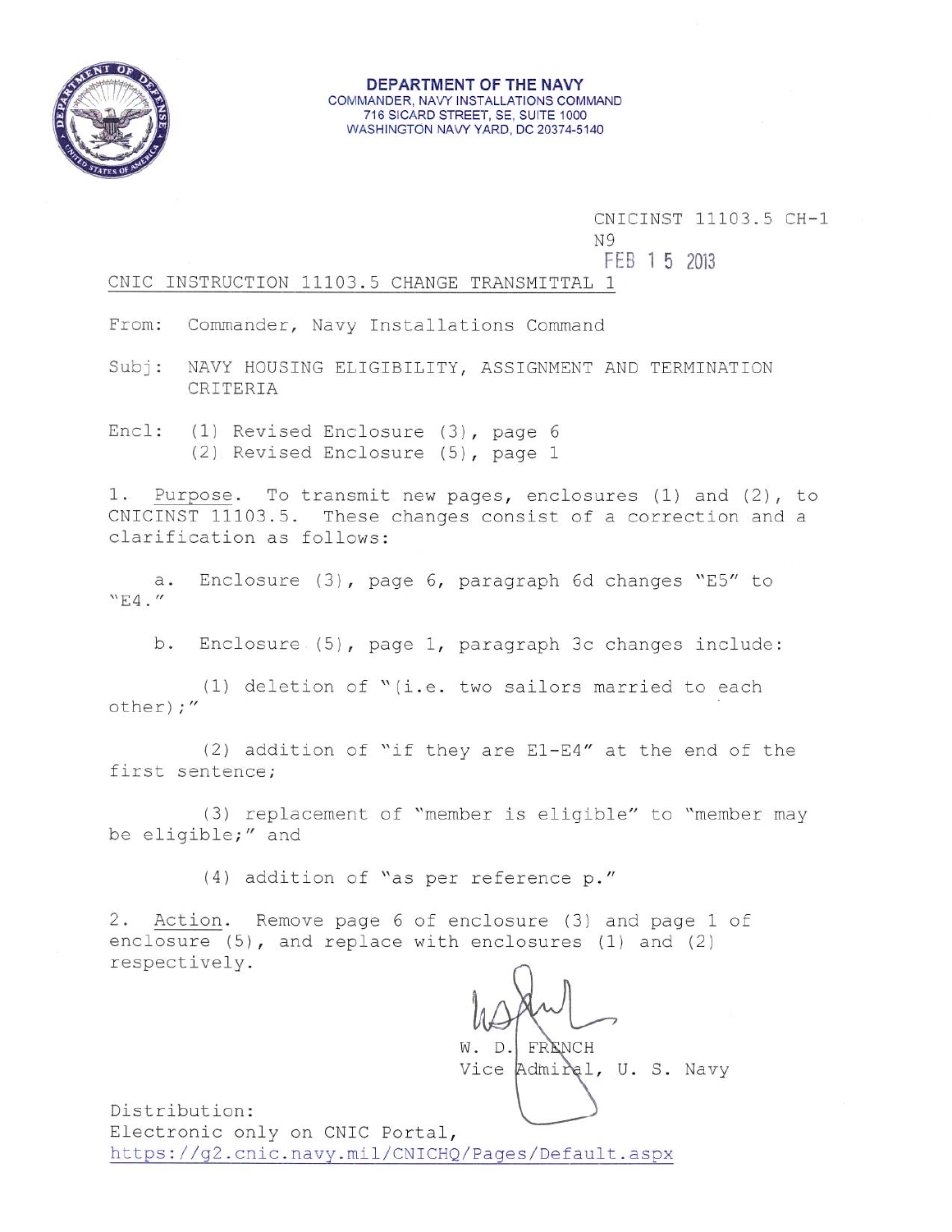**DEPARTMENT OF THE NAVY**
COMMANDER, NAVY INSTALLATIONS COMMAND
716 SICARD STREET, SE, SUITE 1000
WASHINGTON NAVY YARD, DC 20374-5140

CNICINST 11103.5 CH-1
N9
FEB 15 2013

CNIC INSTRUCTION 11103.5 CHANGE TRANSMITTAL 1

From: Commander, Navy Installations Command

Subj: NAVY HOUSING ELIGIBILITY, ASSIGNMENT AND TERMINATION CRITERIA

Encl: (1) Revised Enclosure (3), page 6
(2) Revised Enclosure (5), page 1

1. Purpose. To transmit new pages, enclosures (1) and (2), to CNICINST 11103.5. These changes consist of a correction and a clarification as follows:

a. Enclosure (3), page 6, paragraph 6d changes "E5" to "E4."

b. Enclosure (5), page 1, paragraph 3c changes include:

(1) deletion of "(i.e. two sailors married to each other);"

(2) addition of "if they are E1-E4" at the end of the first sentence;

(3) replacement of "member is eligible" to "member may be eligible;" and

(4) addition of "as per reference p."

2. Action. Remove page 6 of enclosure (3) and page 1 of enclosure (5), and replace with enclosures (1) and (2) respectively.

W. D. FRENCH
Vice Admiral, U. S. Navy

Distribution:
Electronic only on CNIC Portal,
https://g2.cnic.navy.mil/CNICHQ/Pages/Default.aspx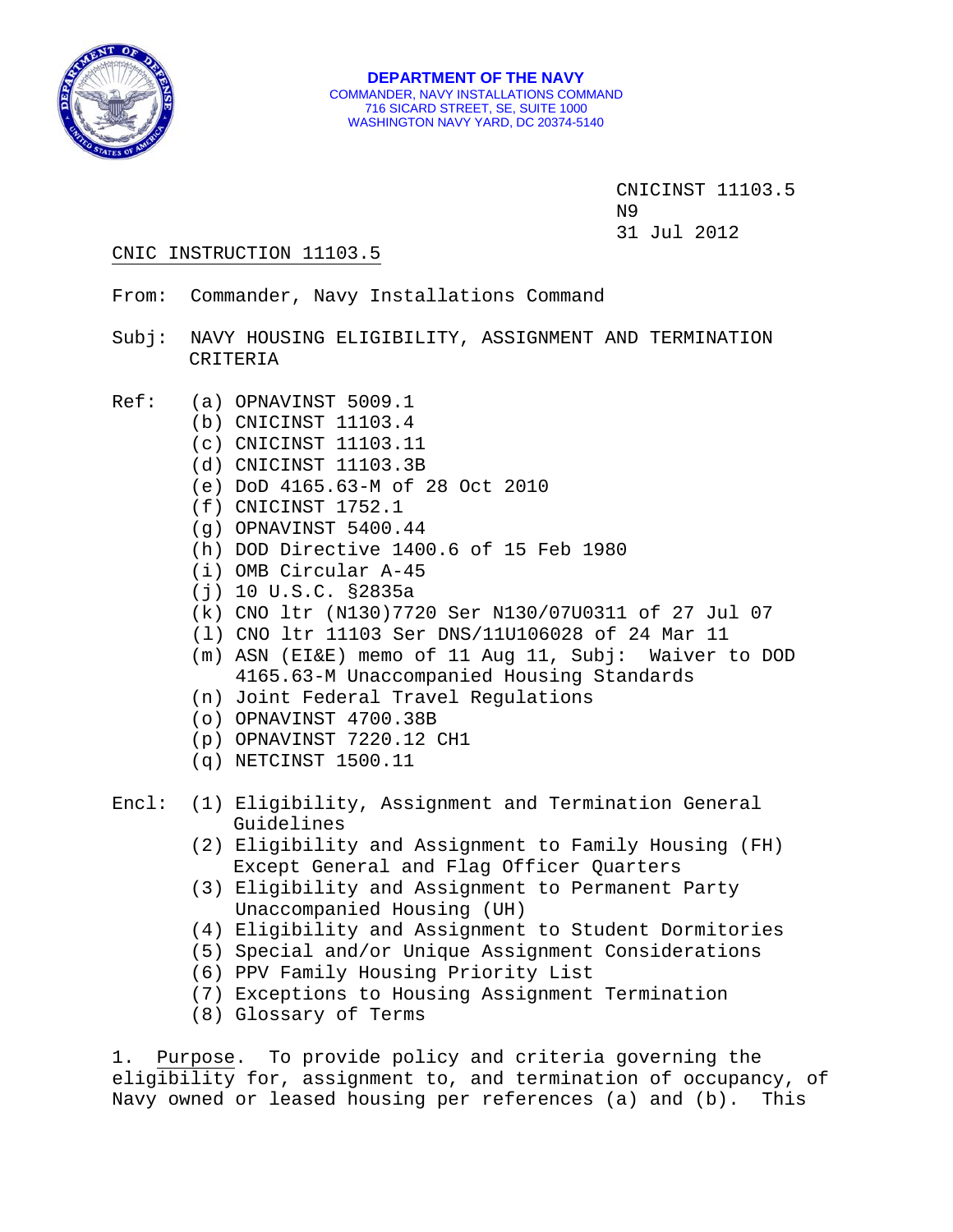DEPARTMENT OF THE NAVY
COMMANDER, NAVY INSTALLATIONS COMMAND
716 SICARD STREET, SE, SUITE 1000
WASHINGTON NAVY YARD, DC 20374-5140

CNICINST 11103.5
N9
31 Jul 2012

CNIC INSTRUCTION 11103.5

From: Commander, Navy Installations Command

Subj: NAVY HOUSING ELIGIBILITY, ASSIGNMENT AND TERMINATION CRITERIA

Ref:
- (a) OPNAVINST 5009.1
- (b) CNICINST 11103.4
- (c) CNICINST 11103.11
- (d) CNICINST 11103.3B
- (e) DoD 4165.63-M of 28 Oct 2010
- (f) CNICINST 1752.1
- (g) OPNAVINST 5400.44
- (h) DOD Directive 1400.6 of 15 Feb 1980
- (i) OMB Circular A-45
- (j) 10 U.S.C. §2835a
- (k) CNO ltr (N130)7720 Ser N130/07U0311 of 27 Jul 07
- (l) CNO ltr 11103 Ser DNS/11U106028 of 24 Mar 11
- (m) ASN (EI&E) memo of 11 Aug 11, Subj: Waiver to DOD 4165.63-M Unaccompanied Housing Standards
- (n) Joint Federal Travel Regulations
- (o) OPNAVINST 4700.38B
- (p) OPNAVINST 7220.12 CH1
- (q) NETCINST 1500.11

Encl:
- (1) Eligibility, Assignment and Termination General Guidelines
- (2) Eligibility and Assignment to Family Housing (FH) Except General and Flag Officer Quarters
- (3) Eligibility and Assignment to Permanent Party Unaccompanied Housing (UH)
- (4) Eligibility and Assignment to Student Dormitories
- (5) Special and/or Unique Assignment Considerations
- (6) PPV Family Housing Priority List
- (7) Exceptions to Housing Assignment Termination
- (8) Glossary of Terms

1. Purpose. To provide policy and criteria governing the eligibility for, assignment to, and termination of occupancy, of Navy owned or leased housing per references (a) and (b). This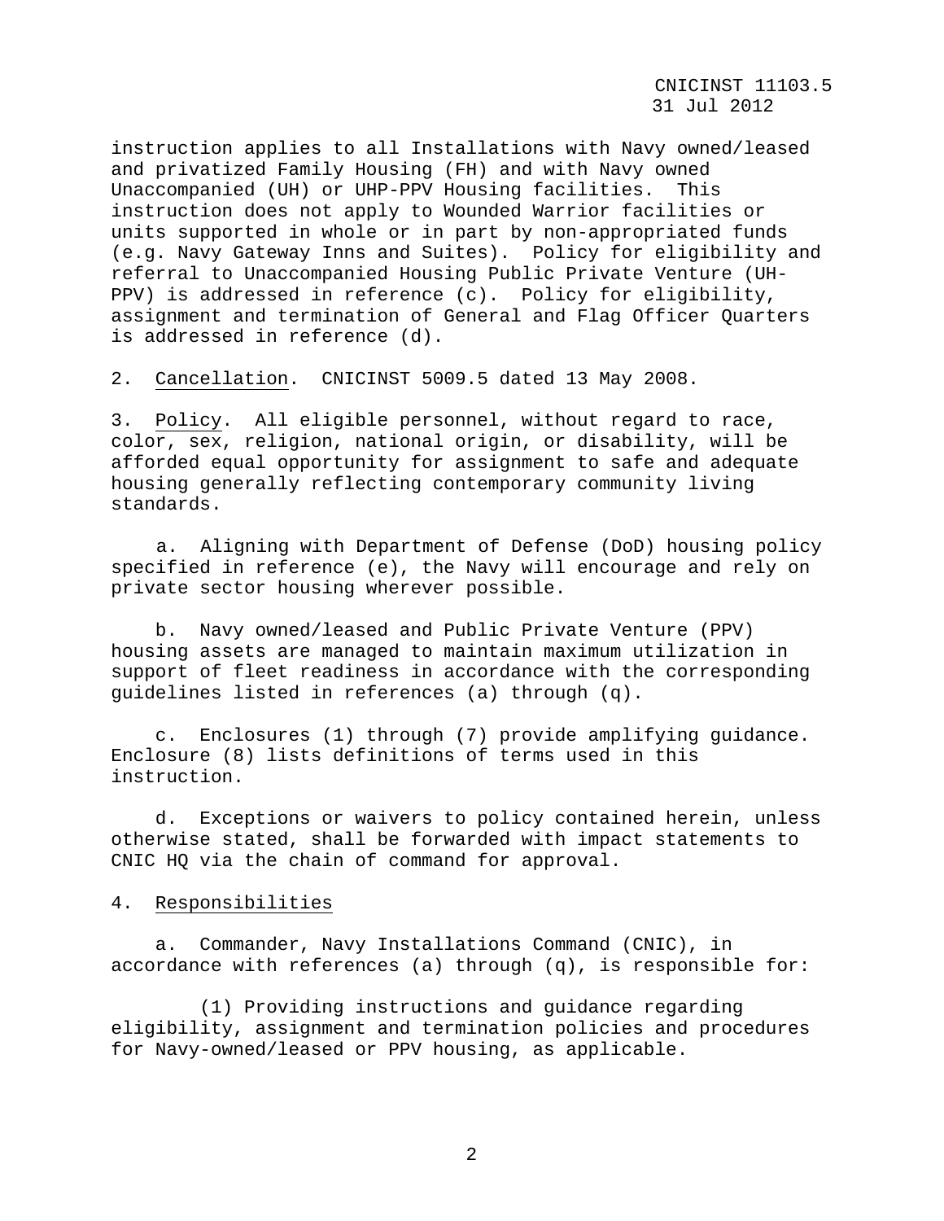instruction applies to all Installations with Navy owned/leased and privatized Family Housing (FH) and with Navy owned Unaccompanied (UH) or UHP-PPV Housing facilities. This instruction does not apply to Wounded Warrior facilities or units supported in whole or in part by non-appropriated funds (e.g. Navy Gateway Inns and Suites). Policy for eligibility and referral to Unaccompanied Housing Public Private Venture (UH-PPV) is addressed in reference (c). Policy for eligibility, assignment and termination of General and Flag Officer Quarters is addressed in reference (d).

2. Cancellation. CNICINST 5009.5 dated 13 May 2008.

3. Policy. All eligible personnel, without regard to race, color, sex, religion, national origin, or disability, will be afforded equal opportunity for assignment to safe and adequate housing generally reflecting contemporary community living standards.

a. Aligning with Department of Defense (DoD) housing policy specified in reference (e), the Navy will encourage and rely on private sector housing wherever possible.

b. Navy owned/leased and Public Private Venture (PPV) housing assets are managed to maintain maximum utilization in support of fleet readiness in accordance with the corresponding guidelines listed in references (a) through (q).

c. Enclosures (1) through (7) provide amplifying guidance. Enclosure (8) lists definitions of terms used in this instruction.

d. Exceptions or waivers to policy contained herein, unless otherwise stated, shall be forwarded with impact statements to CNIC HQ via the chain of command for approval.

4. Responsibilities

a. Commander, Navy Installations Command (CNIC), in accordance with references (a) through (q), is responsible for:

(1) Providing instructions and guidance regarding eligibility, assignment and termination policies and procedures for Navy-owned/leased or PPV housing, as applicable.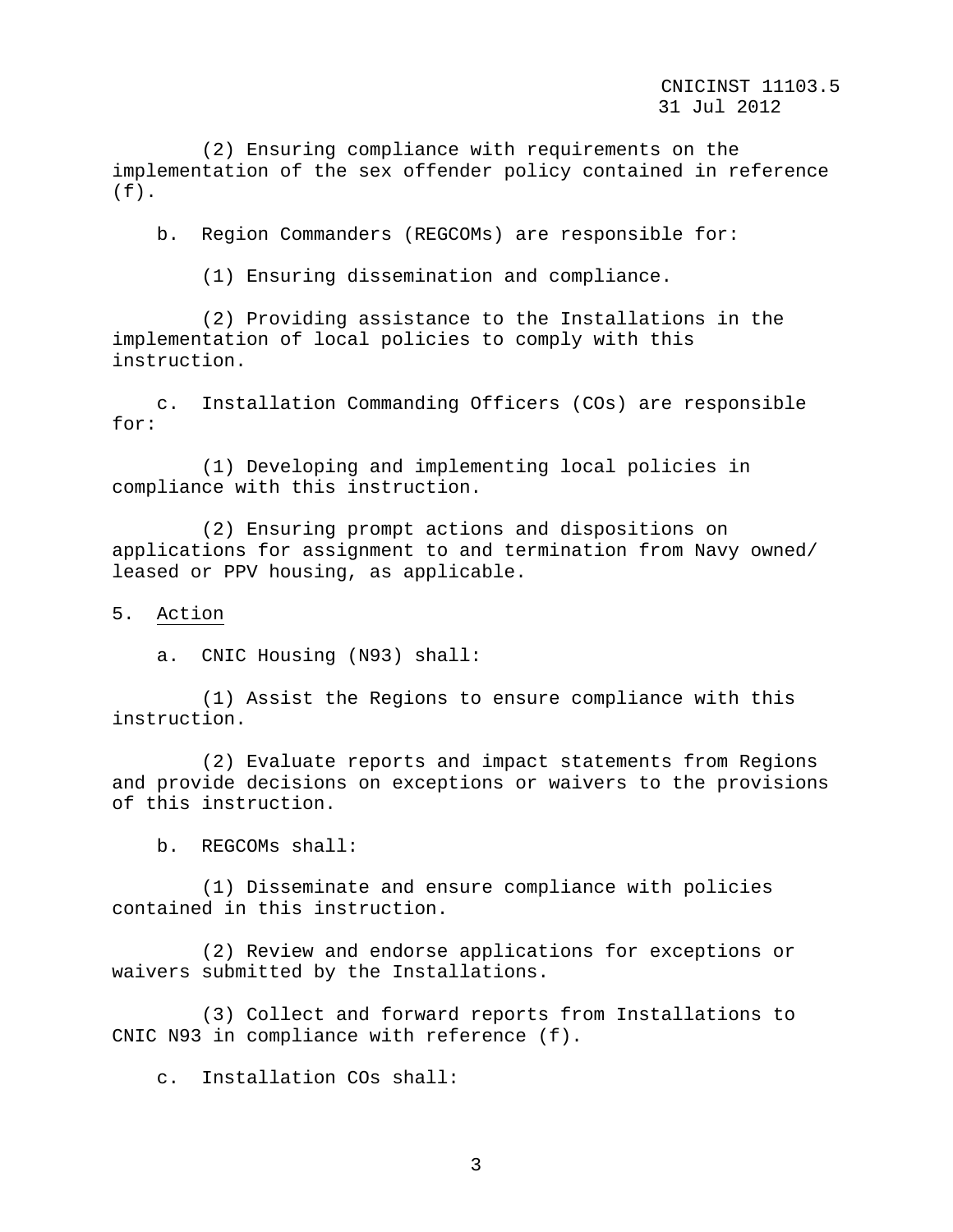(2) Ensuring compliance with requirements on the implementation of the sex offender policy contained in reference (f).

b. Region Commanders (REGCOMs) are responsible for:

(1) Ensuring dissemination and compliance.

(2) Providing assistance to the Installations in the implementation of local policies to comply with this instruction.

c. Installation Commanding Officers (COs) are responsible for:

(1) Developing and implementing local policies in compliance with this instruction.

(2) Ensuring prompt actions and dispositions on applications for assignment to and termination from Navy owned/ leased or PPV housing, as applicable.

5. Action

a. CNIC Housing (N93) shall:

(1) Assist the Regions to ensure compliance with this instruction.

(2) Evaluate reports and impact statements from Regions and provide decisions on exceptions or waivers to the provisions of this instruction.

b. REGCOMs shall:

(1) Disseminate and ensure compliance with policies contained in this instruction.

(2) Review and endorse applications for exceptions or waivers submitted by the Installations.

(3) Collect and forward reports from Installations to CNIC N93 in compliance with reference (f).

c. Installation COs shall: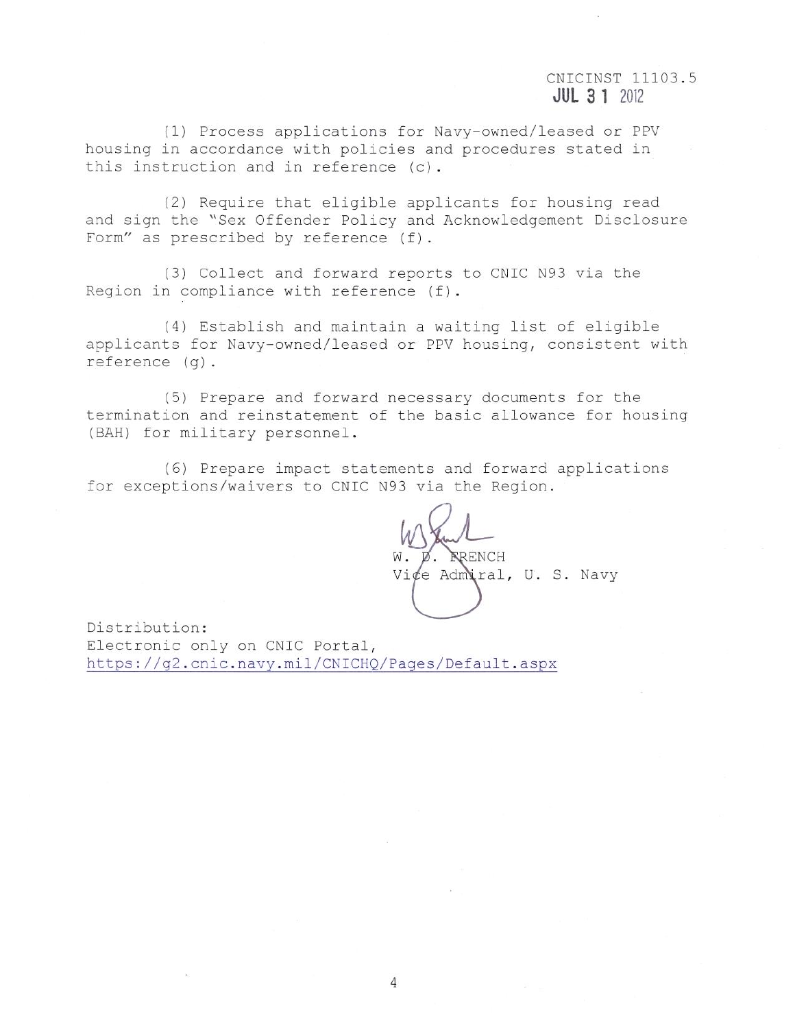(1) Process applications for Navy-owned/leased or PPV housing in accordance with policies and procedures stated in this instruction and in reference (c).

(2) Require that eligible applicants for housing read and sign the "Sex Offender Policy and Acknowledgement Disclosure Form" as prescribed by reference (f).

(3) Collect and forward reports to CNIC N93 via the Region in compliance with reference (f).

(4) Establish and maintain a waiting list of eligible applicants for Navy-owned/leased or PPV housing, consistent with reference (g).

(5) Prepare and forward necessary documents for the termination and reinstatement of the basic allowance for housing (BAH) for military personnel.

(6) Prepare impact statements and forward applications for exceptions/waivers to CNIC N93 via the Region.

W. D. FRENCH
Vice Admiral, U. S. Navy

Distribution:
Electronic only on CNIC Portal,
https://g2.cnic.navy.mil/CNICHQ/Pages/Default.aspx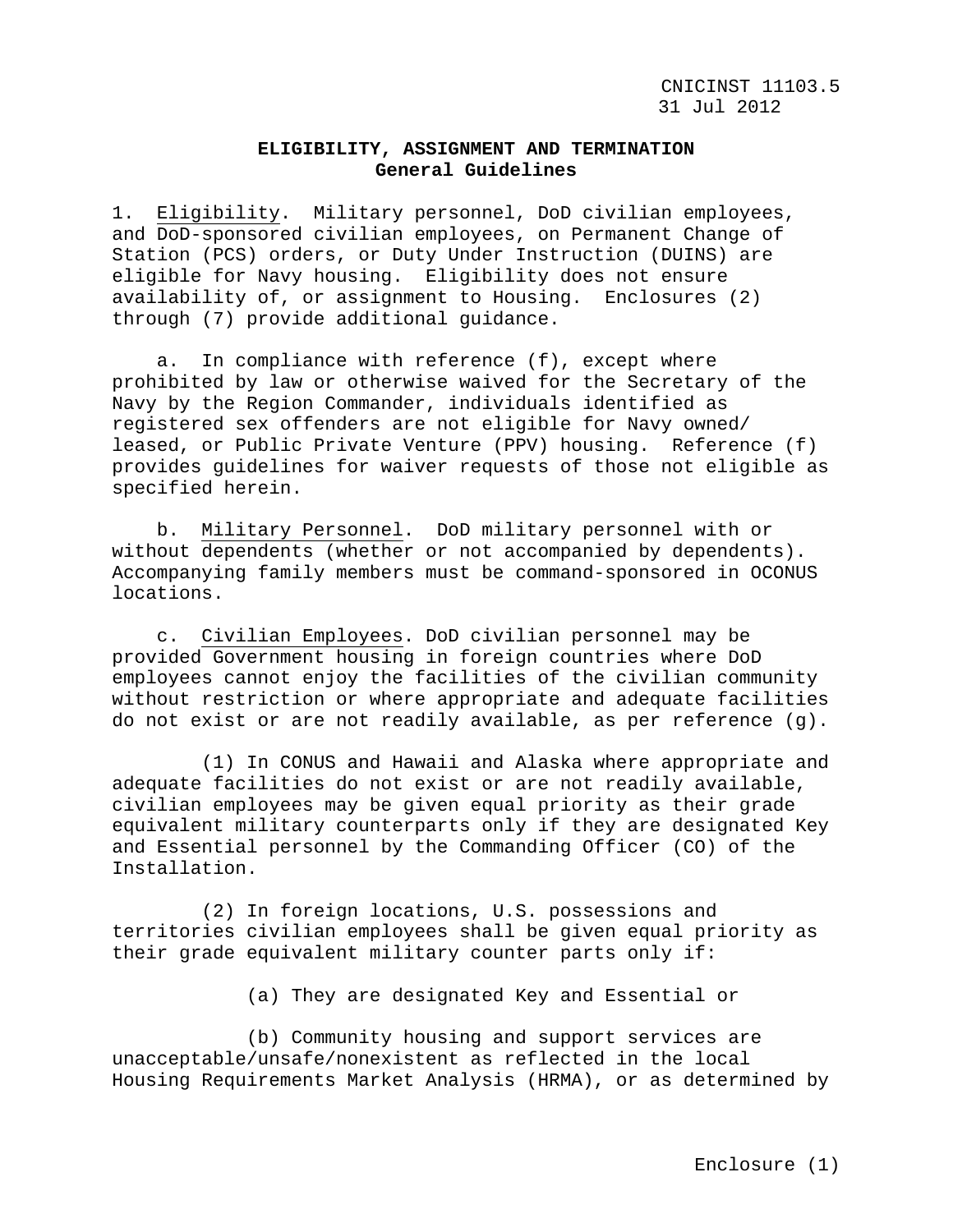## ELIGIBILITY, ASSIGNMENT AND TERMINATION
### General Guidelines

1. Eligibility. Military personnel, DoD civilian employees, and DoD-sponsored civilian employees, on Permanent Change of Station (PCS) orders, or Duty Under Instruction (DUINS) are eligible for Navy housing. Eligibility does not ensure availability of, or assignment to Housing. Enclosures (2) through (7) provide additional guidance.

a. In compliance with reference (f), except where prohibited by law or otherwise waived for the Secretary of the Navy by the Region Commander, individuals identified as registered sex offenders are not eligible for Navy owned/ leased, or Public Private Venture (PPV) housing. Reference (f) provides guidelines for waiver requests of those not eligible as specified herein.

b. Military Personnel. DoD military personnel with or without dependents (whether or not accompanied by dependents). Accompanying family members must be command-sponsored in OCONUS locations.

c. Civilian Employees. DoD civilian personnel may be provided Government housing in foreign countries where DoD employees cannot enjoy the facilities of the civilian community without restriction or where appropriate and adequate facilities do not exist or are not readily available, as per reference (g).

(1) In CONUS and Hawaii and Alaska where appropriate and adequate facilities do not exist or are not readily available, civilian employees may be given equal priority as their grade equivalent military counterparts only if they are designated Key and Essential personnel by the Commanding Officer (CO) of the Installation.

(2) In foreign locations, U.S. possessions and territories civilian employees shall be given equal priority as their grade equivalent military counter parts only if:

(a) They are designated Key and Essential or

(b) Community housing and support services are unacceptable/unsafe/nonexistent as reflected in the local Housing Requirements Market Analysis (HRMA), or as determined by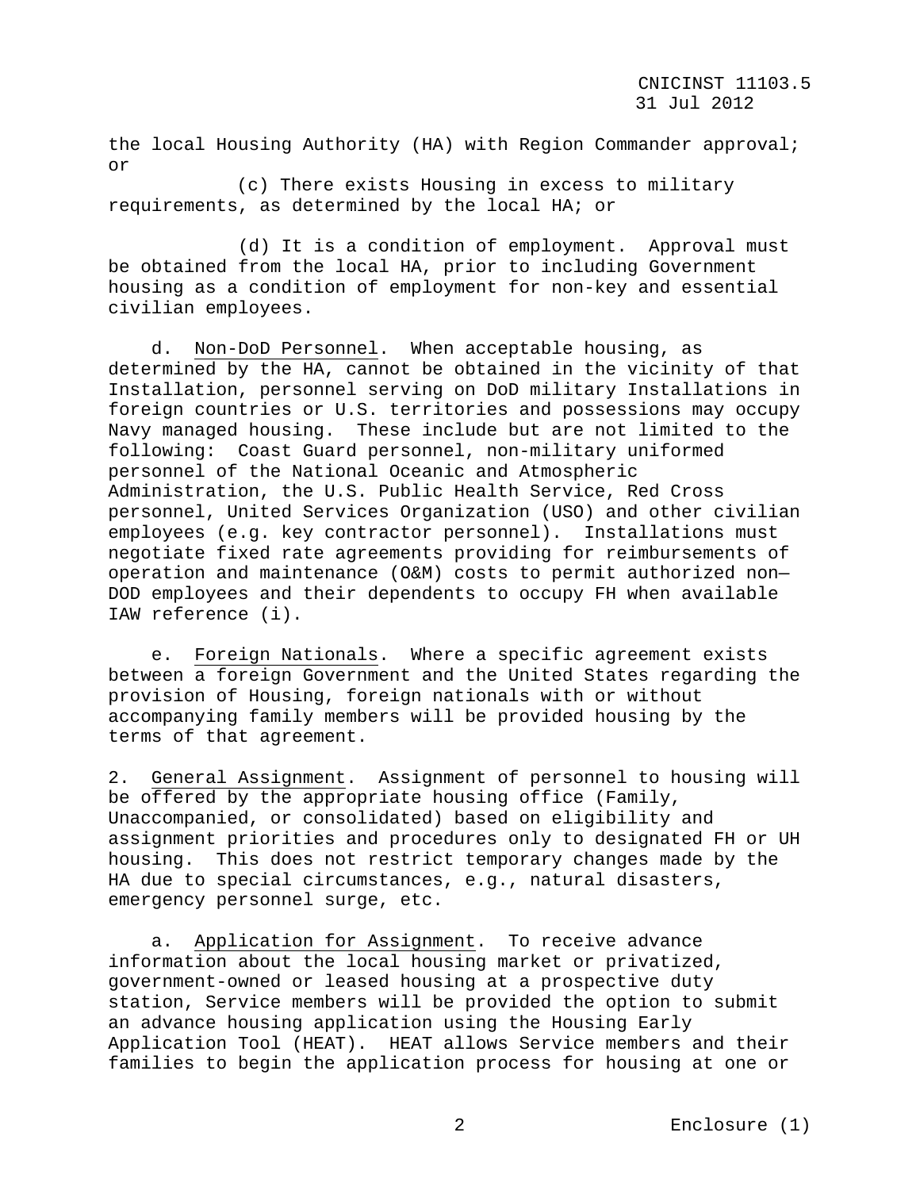the local Housing Authority (HA) with Region Commander approval; or

(c) There exists Housing in excess to military requirements, as determined by the local HA; or

(d) It is a condition of employment. Approval must be obtained from the local HA, prior to including Government housing as a condition of employment for non-key and essential civilian employees.

d. Non-DoD Personnel. When acceptable housing, as determined by the HA, cannot be obtained in the vicinity of that Installation, personnel serving on DoD military Installations in foreign countries or U.S. territories and possessions may occupy Navy managed housing. These include but are not limited to the following: Coast Guard personnel, non-military uniformed personnel of the National Oceanic and Atmospheric Administration, the U.S. Public Health Service, Red Cross personnel, United Services Organization (USO) and other civilian employees (e.g. key contractor personnel). Installations must negotiate fixed rate agreements providing for reimbursements of operation and maintenance (O&M) costs to permit authorized non—DOD employees and their dependents to occupy FH when available IAW reference (i).

e. Foreign Nationals. Where a specific agreement exists between a foreign Government and the United States regarding the provision of Housing, foreign nationals with or without accompanying family members will be provided housing by the terms of that agreement.

2. General Assignment. Assignment of personnel to housing will be offered by the appropriate housing office (Family, Unaccompanied, or consolidated) based on eligibility and assignment priorities and procedures only to designated FH or UH housing. This does not restrict temporary changes made by the HA due to special circumstances, e.g., natural disasters, emergency personnel surge, etc.

a. Application for Assignment. To receive advance information about the local housing market or privatized, government-owned or leased housing at a prospective duty station, Service members will be provided the option to submit an advance housing application using the Housing Early Application Tool (HEAT). HEAT allows Service members and their families to begin the application process for housing at one or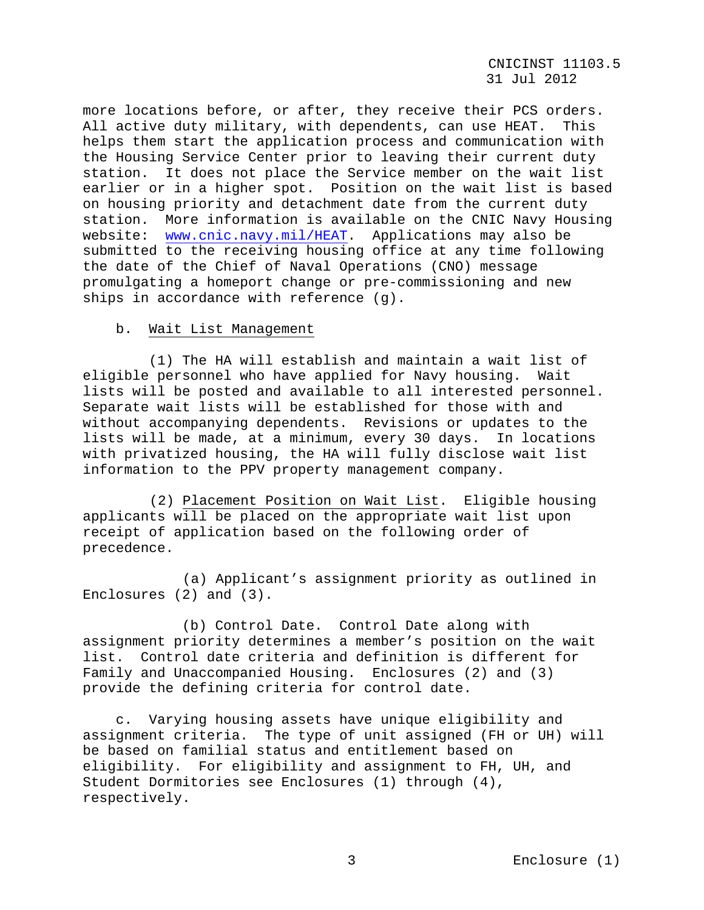more locations before, or after, they receive their PCS orders. All active duty military, with dependents, can use HEAT. This helps them start the application process and communication with the Housing Service Center prior to leaving their current duty station. It does not place the Service member on the wait list earlier or in a higher spot. Position on the wait list is based on housing priority and detachment date from the current duty station. More information is available on the CNIC Navy Housing website: www.cnic.navy.mil/HEAT. Applications may also be submitted to the receiving housing office at any time following the date of the Chief of Naval Operations (CNO) message promulgating a homeport change or pre-commissioning and new ships in accordance with reference (g).

b. Wait List Management

(1) The HA will establish and maintain a wait list of eligible personnel who have applied for Navy housing. Wait lists will be posted and available to all interested personnel. Separate wait lists will be established for those with and without accompanying dependents. Revisions or updates to the lists will be made, at a minimum, every 30 days. In locations with privatized housing, the HA will fully disclose wait list information to the PPV property management company.

(2) Placement Position on Wait List. Eligible housing applicants will be placed on the appropriate wait list upon receipt of application based on the following order of precedence.

(a) Applicant's assignment priority as outlined in Enclosures (2) and (3).

(b) Control Date. Control Date along with assignment priority determines a member's position on the wait list. Control date criteria and definition is different for Family and Unaccompanied Housing. Enclosures (2) and (3) provide the defining criteria for control date.

c. Varying housing assets have unique eligibility and assignment criteria. The type of unit assigned (FH or UH) will be based on familial status and entitlement based on eligibility. For eligibility and assignment to FH, UH, and Student Dormitories see Enclosures (1) through (4), respectively.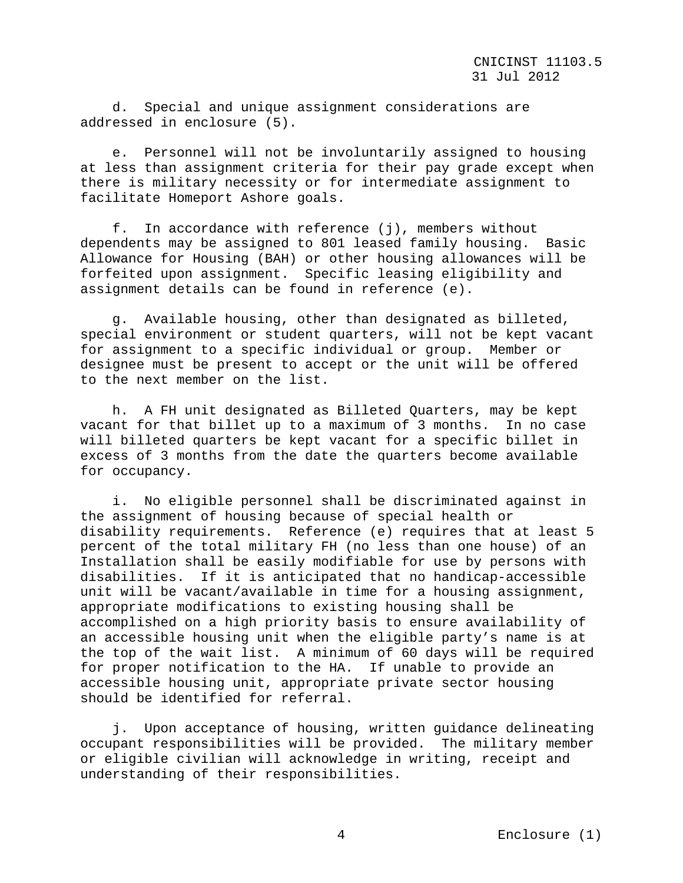d. Special and unique assignment considerations are addressed in enclosure (5).

e. Personnel will not be involuntarily assigned to housing at less than assignment criteria for their pay grade except when there is military necessity or for intermediate assignment to facilitate Homeport Ashore goals.

f. In accordance with reference (j), members without dependents may be assigned to 801 leased family housing. Basic Allowance for Housing (BAH) or other housing allowances will be forfeited upon assignment. Specific leasing eligibility and assignment details can be found in reference (e).

g. Available housing, other than designated as billeted, special environment or student quarters, will not be kept vacant for assignment to a specific individual or group. Member or designee must be present to accept or the unit will be offered to the next member on the list.

h. A FH unit designated as Billeted Quarters, may be kept vacant for that billet up to a maximum of 3 months. In no case will billeted quarters be kept vacant for a specific billet in excess of 3 months from the date the quarters become available for occupancy.

i. No eligible personnel shall be discriminated against in the assignment of housing because of special health or disability requirements. Reference (e) requires that at least 5 percent of the total military FH (no less than one house) of an Installation shall be easily modifiable for use by persons with disabilities. If it is anticipated that no handicap-accessible unit will be vacant/available in time for a housing assignment, appropriate modifications to existing housing shall be accomplished on a high priority basis to ensure availability of an accessible housing unit when the eligible party's name is at the top of the wait list. A minimum of 60 days will be required for proper notification to the HA. If unable to provide an accessible housing unit, appropriate private sector housing should be identified for referral.

j. Upon acceptance of housing, written guidance delineating occupant responsibilities will be provided. The military member or eligible civilian will acknowledge in writing, receipt and understanding of their responsibilities.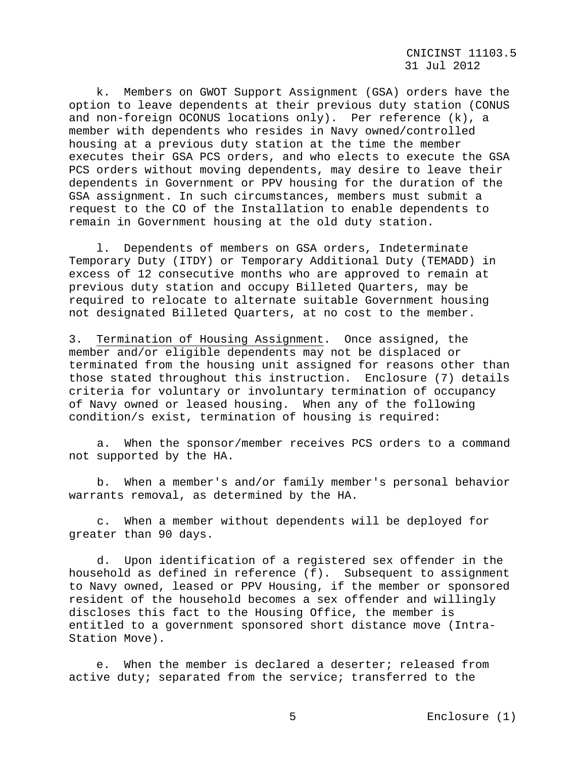k. Members on GWOT Support Assignment (GSA) orders have the option to leave dependents at their previous duty station (CONUS and non-foreign OCONUS locations only). Per reference (k), a member with dependents who resides in Navy owned/controlled housing at a previous duty station at the time the member executes their GSA PCS orders, and who elects to execute the GSA PCS orders without moving dependents, may desire to leave their dependents in Government or PPV housing for the duration of the GSA assignment. In such circumstances, members must submit a request to the CO of the Installation to enable dependents to remain in Government housing at the old duty station.

l. Dependents of members on GSA orders, Indeterminate Temporary Duty (ITDY) or Temporary Additional Duty (TEMADD) in excess of 12 consecutive months who are approved to remain at previous duty station and occupy Billeted Quarters, may be required to relocate to alternate suitable Government housing not designated Billeted Quarters, at no cost to the member.

3. Termination of Housing Assignment. Once assigned, the member and/or eligible dependents may not be displaced or terminated from the housing unit assigned for reasons other than those stated throughout this instruction. Enclosure (7) details criteria for voluntary or involuntary termination of occupancy of Navy owned or leased housing. When any of the following condition/s exist, termination of housing is required:

a. When the sponsor/member receives PCS orders to a command not supported by the HA.

b. When a member's and/or family member's personal behavior warrants removal, as determined by the HA.

c. When a member without dependents will be deployed for greater than 90 days.

d. Upon identification of a registered sex offender in the household as defined in reference (f). Subsequent to assignment to Navy owned, leased or PPV Housing, if the member or sponsored resident of the household becomes a sex offender and willingly discloses this fact to the Housing Office, the member is entitled to a government sponsored short distance move (Intra-Station Move).

e. When the member is declared a deserter; released from active duty; separated from the service; transferred to the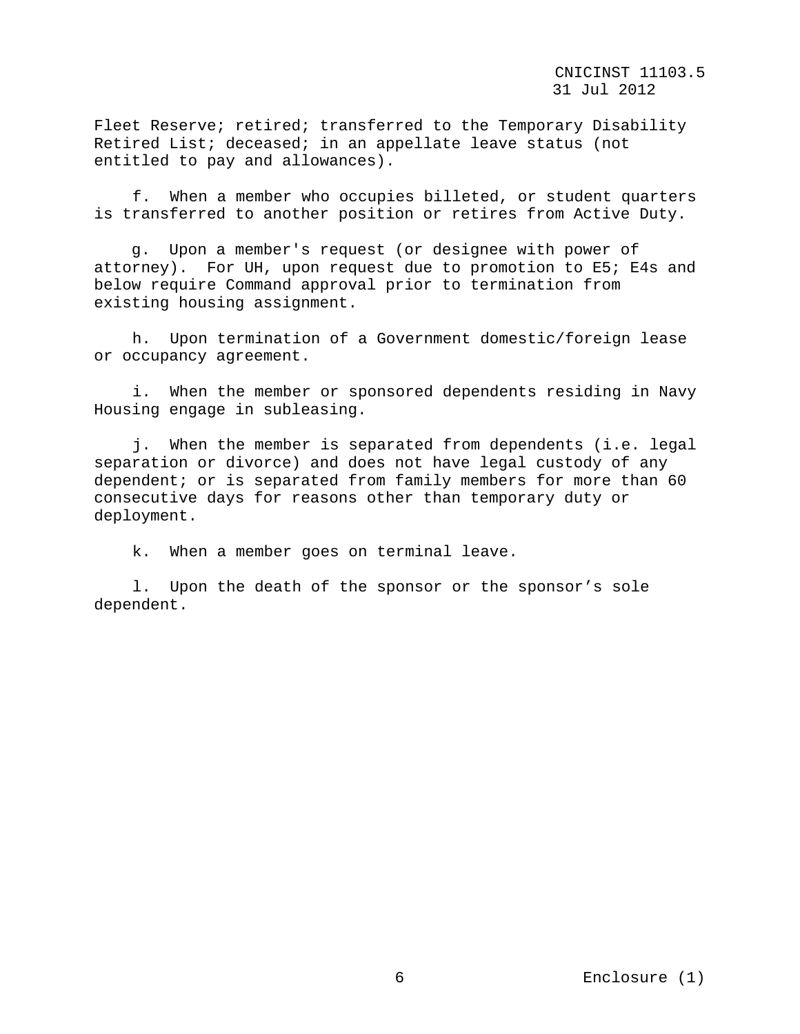Fleet Reserve; retired; transferred to the Temporary Disability Retired List; deceased; in an appellate leave status (not entitled to pay and allowances).

f. When a member who occupies billeted, or student quarters is transferred to another position or retires from Active Duty.

g. Upon a member's request (or designee with power of attorney). For UH, upon request due to promotion to E5; E4s and below require Command approval prior to termination from existing housing assignment.

h. Upon termination of a Government domestic/foreign lease or occupancy agreement.

i. When the member or sponsored dependents residing in Navy Housing engage in subleasing.

j. When the member is separated from dependents (i.e. legal separation or divorce) and does not have legal custody of any dependent; or is separated from family members for more than 60 consecutive days for reasons other than temporary duty or deployment.

k. When a member goes on terminal leave.

l. Upon the death of the sponsor or the sponsor’s sole dependent.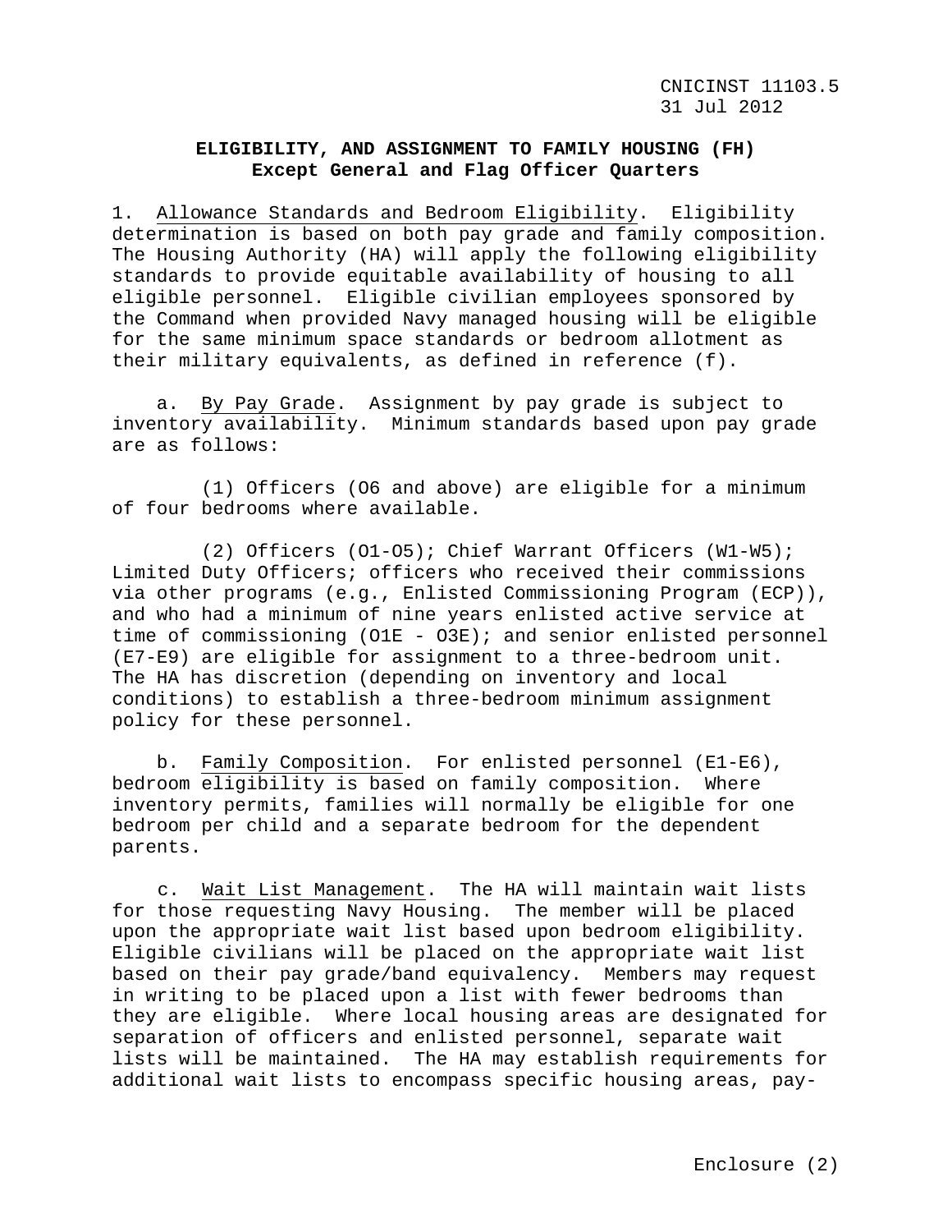## ELIGIBILITY, AND ASSIGNMENT TO FAMILY HOUSING (FH)
### Except General and Flag Officer Quarters

1. Allowance Standards and Bedroom Eligibility. Eligibility determination is based on both pay grade and family composition. The Housing Authority (HA) will apply the following eligibility standards to provide equitable availability of housing to all eligible personnel. Eligible civilian employees sponsored by the Command when provided Navy managed housing will be eligible for the same minimum space standards or bedroom allotment as their military equivalents, as defined in reference (f).

a. By Pay Grade. Assignment by pay grade is subject to inventory availability. Minimum standards based upon pay grade are as follows:

(1) Officers (O6 and above) are eligible for a minimum of four bedrooms where available.

(2) Officers (O1-O5); Chief Warrant Officers (W1-W5); Limited Duty Officers; officers who received their commissions via other programs (e.g., Enlisted Commissioning Program (ECP)), and who had a minimum of nine years enlisted active service at time of commissioning (O1E - O3E); and senior enlisted personnel (E7-E9) are eligible for assignment to a three-bedroom unit. The HA has discretion (depending on inventory and local conditions) to establish a three-bedroom minimum assignment policy for these personnel.

b. Family Composition. For enlisted personnel (E1-E6), bedroom eligibility is based on family composition. Where inventory permits, families will normally be eligible for one bedroom per child and a separate bedroom for the dependent parents.

c. Wait List Management. The HA will maintain wait lists for those requesting Navy Housing. The member will be placed upon the appropriate wait list based upon bedroom eligibility. Eligible civilians will be placed on the appropriate wait list based on their pay grade/band equivalency. Members may request in writing to be placed upon a list with fewer bedrooms than they are eligible. Where local housing areas are designated for separation of officers and enlisted personnel, separate wait lists will be maintained. The HA may establish requirements for additional wait lists to encompass specific housing areas, pay-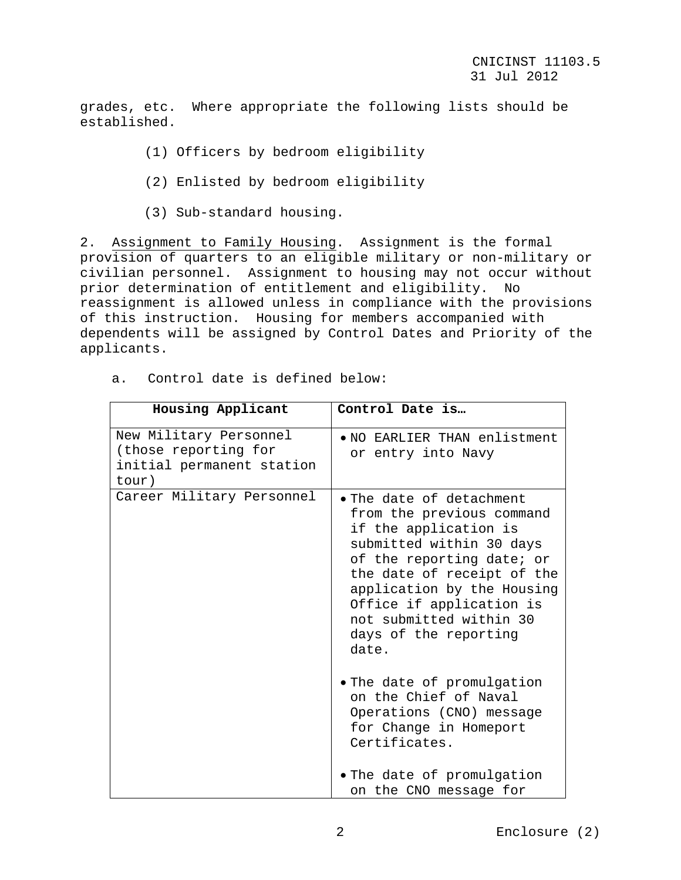grades, etc. Where appropriate the following lists should be established.

(1) Officers by bedroom eligibility

(2) Enlisted by bedroom eligibility

(3) Sub-standard housing.

2. Assignment to Family Housing. Assignment is the formal provision of quarters to an eligible military or non-military or civilian personnel. Assignment to housing may not occur without prior determination of entitlement and eligibility. No reassignment is allowed unless in compliance with the provisions of this instruction. Housing for members accompanied with dependents will be assigned by Control Dates and Priority of the applicants.

a. Control date is defined below:

| Housing Applicant | Control Date is… |
|---|---|
| New Military Personnel (those reporting for initial permanent station tour) | • NO EARLIER THAN enlistment or entry into Navy |
| Career Military Personnel | • The date of detachment from the previous command if the application is submitted within 30 days of the reporting date; or the date of receipt of the application by the Housing Office if application is not submitted within 30 days of the reporting date.<br><br>• The date of promulgation on the Chief of Naval Operations (CNO) message for Change in Homeport Certificates.<br><br>• The date of promulgation on the CNO message for |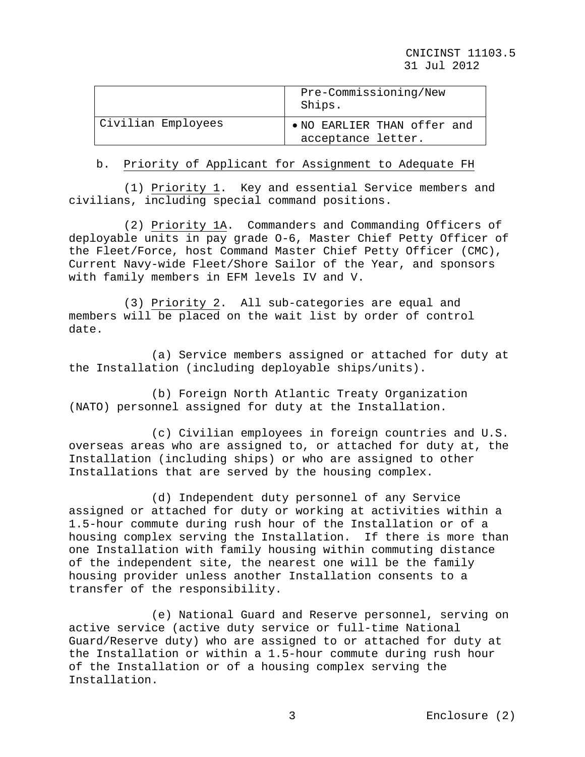| | |
|---|---|
| | Pre-Commissioning/New Ships. |
| Civilian Employees | • NO EARLIER THAN offer and acceptance letter. |

b. Priority of Applicant for Assignment to Adequate FH

(1) Priority 1. Key and essential Service members and civilians, including special command positions.

(2) Priority 1A. Commanders and Commanding Officers of deployable units in pay grade O-6, Master Chief Petty Officer of the Fleet/Force, host Command Master Chief Petty Officer (CMC), Current Navy-wide Fleet/Shore Sailor of the Year, and sponsors with family members in EFM levels IV and V.

(3) Priority 2. All sub-categories are equal and members will be placed on the wait list by order of control date.

(a) Service members assigned or attached for duty at the Installation (including deployable ships/units).

(b) Foreign North Atlantic Treaty Organization (NATO) personnel assigned for duty at the Installation.

(c) Civilian employees in foreign countries and U.S. overseas areas who are assigned to, or attached for duty at, the Installation (including ships) or who are assigned to other Installations that are served by the housing complex.

(d) Independent duty personnel of any Service assigned or attached for duty or working at activities within a 1.5-hour commute during rush hour of the Installation or of a housing complex serving the Installation. If there is more than one Installation with family housing within commuting distance of the independent site, the nearest one will be the family housing provider unless another Installation consents to a transfer of the responsibility.

(e) National Guard and Reserve personnel, serving on active service (active duty service or full-time National Guard/Reserve duty) who are assigned to or attached for duty at the Installation or within a 1.5-hour commute during rush hour of the Installation or of a housing complex serving the Installation.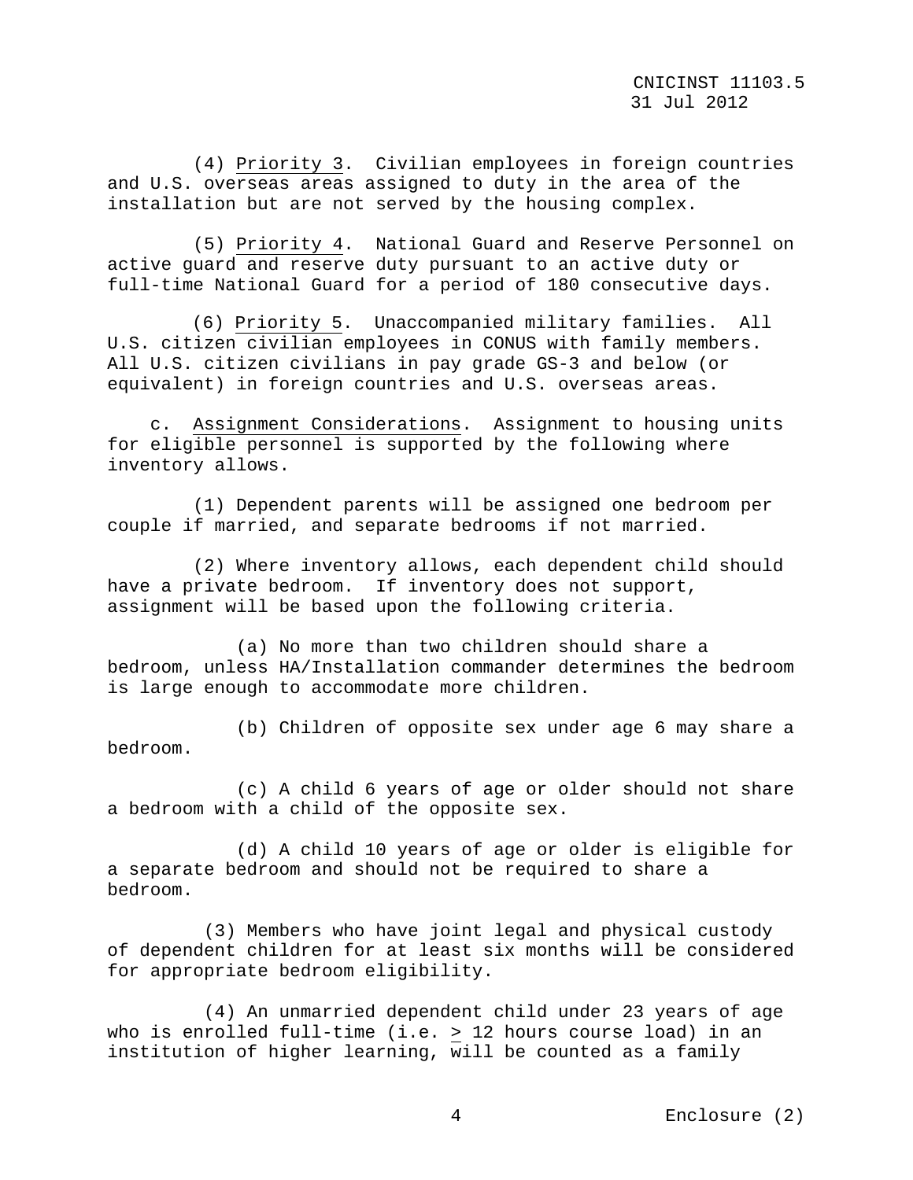(4) Priority 3. Civilian employees in foreign countries and U.S. overseas areas assigned to duty in the area of the installation but are not served by the housing complex.

(5) Priority 4. National Guard and Reserve Personnel on active guard and reserve duty pursuant to an active duty or full-time National Guard for a period of 180 consecutive days.

(6) Priority 5. Unaccompanied military families. All U.S. citizen civilian employees in CONUS with family members. All U.S. citizen civilians in pay grade GS-3 and below (or equivalent) in foreign countries and U.S. overseas areas.

c. Assignment Considerations. Assignment to housing units for eligible personnel is supported by the following where inventory allows.

(1) Dependent parents will be assigned one bedroom per couple if married, and separate bedrooms if not married.

(2) Where inventory allows, each dependent child should have a private bedroom. If inventory does not support, assignment will be based upon the following criteria.

(a) No more than two children should share a bedroom, unless HA/Installation commander determines the bedroom is large enough to accommodate more children.

(b) Children of opposite sex under age 6 may share a bedroom.

(c) A child 6 years of age or older should not share a bedroom with a child of the opposite sex.

(d) A child 10 years of age or older is eligible for a separate bedroom and should not be required to share a bedroom.

(3) Members who have joint legal and physical custody of dependent children for at least six months will be considered for appropriate bedroom eligibility.

(4) An unmarried dependent child under 23 years of age who is enrolled full-time (i.e. ≥ 12 hours course load) in an institution of higher learning, will be counted as a family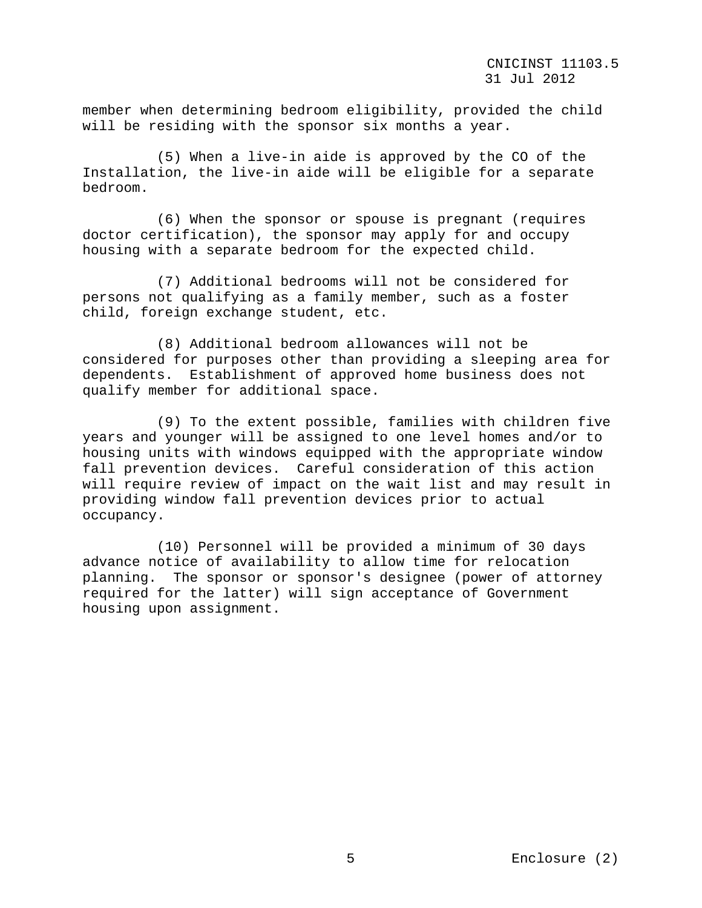member when determining bedroom eligibility, provided the child will be residing with the sponsor six months a year.

(5) When a live-in aide is approved by the CO of the Installation, the live-in aide will be eligible for a separate bedroom.

(6) When the sponsor or spouse is pregnant (requires doctor certification), the sponsor may apply for and occupy housing with a separate bedroom for the expected child.

(7) Additional bedrooms will not be considered for persons not qualifying as a family member, such as a foster child, foreign exchange student, etc.

(8) Additional bedroom allowances will not be considered for purposes other than providing a sleeping area for dependents. Establishment of approved home business does not qualify member for additional space.

(9) To the extent possible, families with children five years and younger will be assigned to one level homes and/or to housing units with windows equipped with the appropriate window fall prevention devices. Careful consideration of this action will require review of impact on the wait list and may result in providing window fall prevention devices prior to actual occupancy.

(10) Personnel will be provided a minimum of 30 days advance notice of availability to allow time for relocation planning. The sponsor or sponsor's designee (power of attorney required for the latter) will sign acceptance of Government housing upon assignment.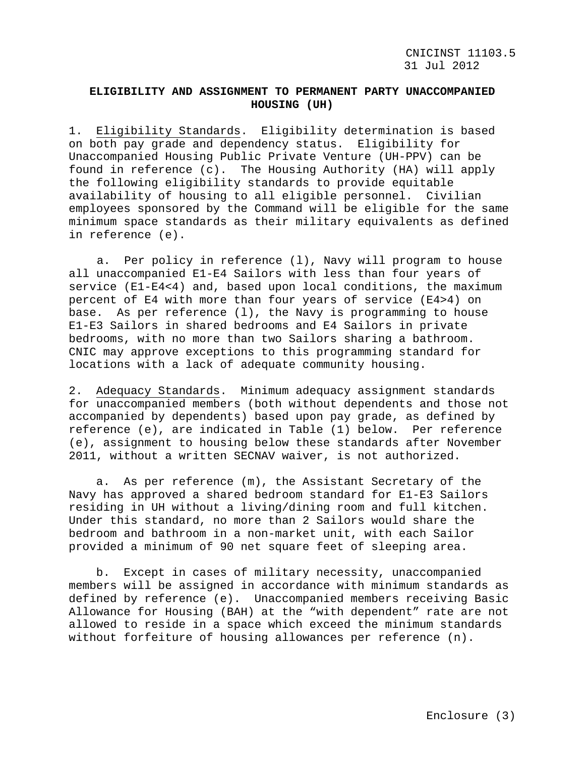## ELIGIBILITY AND ASSIGNMENT TO PERMANENT PARTY UNACCOMPANIED HOUSING (UH)

1. Eligibility Standards. Eligibility determination is based on both pay grade and dependency status. Eligibility for Unaccompanied Housing Public Private Venture (UH-PPV) can be found in reference (c). The Housing Authority (HA) will apply the following eligibility standards to provide equitable availability of housing to all eligible personnel. Civilian employees sponsored by the Command will be eligible for the same minimum space standards as their military equivalents as defined in reference (e).

    a. Per policy in reference (l), Navy will program to house all unaccompanied E1-E4 Sailors with less than four years of service (E1-E4<4) and, based upon local conditions, the maximum percent of E4 with more than four years of service (E4>4) on base. As per reference (l), the Navy is programming to house E1-E3 Sailors in shared bedrooms and E4 Sailors in private bedrooms, with no more than two Sailors sharing a bathroom. CNIC may approve exceptions to this programming standard for locations with a lack of adequate community housing.

2. Adequacy Standards. Minimum adequacy assignment standards for unaccompanied members (both without dependents and those not accompanied by dependents) based upon pay grade, as defined by reference (e), are indicated in Table (1) below. Per reference (e), assignment to housing below these standards after November 2011, without a written SECNAV waiver, is not authorized.

    a. As per reference (m), the Assistant Secretary of the Navy has approved a shared bedroom standard for E1-E3 Sailors residing in UH without a living/dining room and full kitchen. Under this standard, no more than 2 Sailors would share the bedroom and bathroom in a non-market unit, with each Sailor provided a minimum of 90 net square feet of sleeping area.

    b. Except in cases of military necessity, unaccompanied members will be assigned in accordance with minimum standards as defined by reference (e). Unaccompanied members receiving Basic Allowance for Housing (BAH) at the "with dependent" rate are not allowed to reside in a space which exceed the minimum standards without forfeiture of housing allowances per reference (n).

Enclosure (3)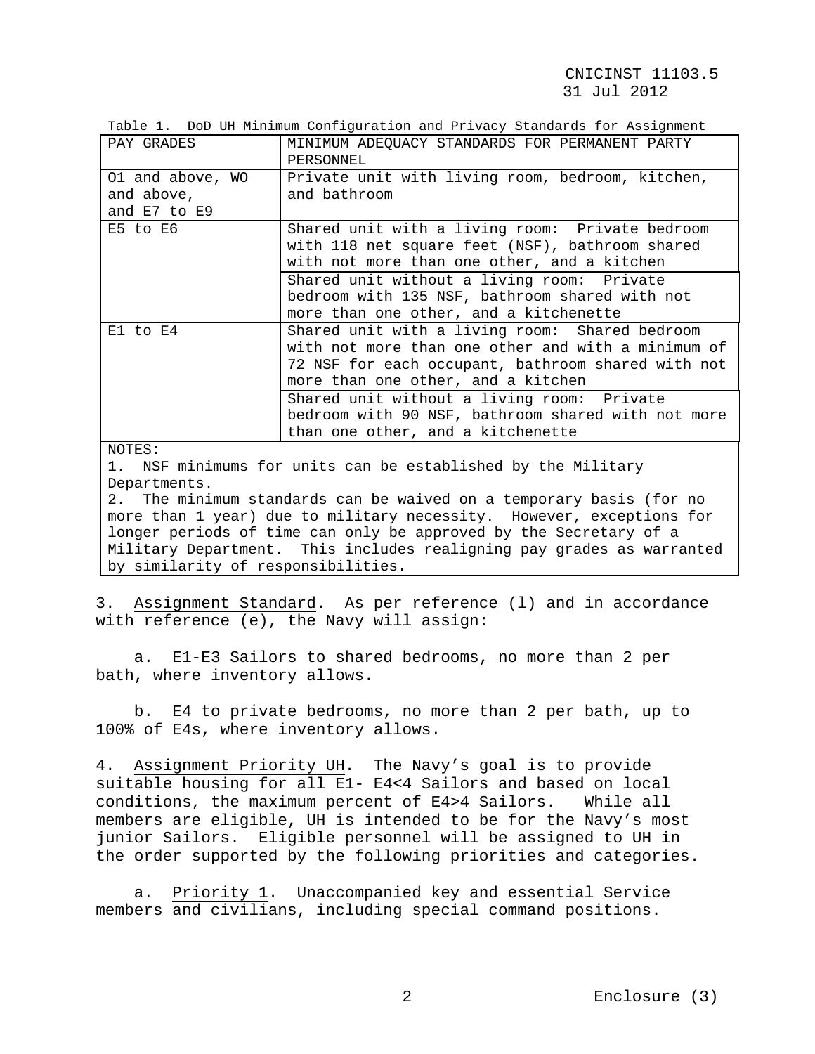Table 1. DoD UH Minimum Configuration and Privacy Standards for Assignment

| PAY GRADES | MINIMUM ADEQUACY STANDARDS FOR PERMANENT PARTY PERSONNEL |
|---|---|
| O1 and above, WO and above, and E7 to E9 | Private unit with living room, bedroom, kitchen, and bathroom |
| E5 to E6 | Shared unit with a living room: Private bedroom with 118 net square feet (NSF), bathroom shared with not more than one other, and a kitchen |
| | Shared unit without a living room: Private bedroom with 135 NSF, bathroom shared with not more than one other, and a kitchenette |
| E1 to E4 | Shared unit with a living room: Shared bedroom with not more than one other and with a minimum of 72 NSF for each occupant, bathroom shared with not more than one other, and a kitchen |
| | Shared unit without a living room: Private bedroom with 90 NSF, bathroom shared with not more than one other, and a kitchenette |
| NOTES:<br>1. NSF minimums for units can be established by the Military Departments.<br>2. The minimum standards can be waived on a temporary basis (for no more than 1 year) due to military necessity. However, exceptions for longer periods of time can only be approved by the Secretary of a Military Department. This includes realigning pay grades as warranted by similarity of responsibilities. | |

3. Assignment Standard. As per reference (l) and in accordance with reference (e), the Navy will assign:

a. E1-E3 Sailors to shared bedrooms, no more than 2 per bath, where inventory allows.

b. E4 to private bedrooms, no more than 2 per bath, up to 100% of E4s, where inventory allows.

4. Assignment Priority UH. The Navy's goal is to provide suitable housing for all E1- E4<4 Sailors and based on local conditions, the maximum percent of E4>4 Sailors. While all members are eligible, UH is intended to be for the Navy's most junior Sailors. Eligible personnel will be assigned to UH in the order supported by the following priorities and categories.

a. Priority 1. Unaccompanied key and essential Service members and civilians, including special command positions.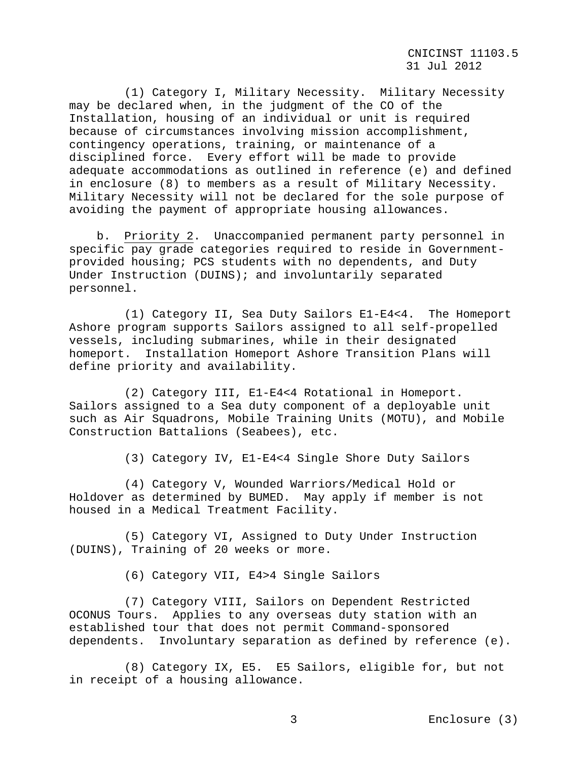(1) Category I, Military Necessity. Military Necessity may be declared when, in the judgment of the CO of the Installation, housing of an individual or unit is required because of circumstances involving mission accomplishment, contingency operations, training, or maintenance of a disciplined force. Every effort will be made to provide adequate accommodations as outlined in reference (e) and defined in enclosure (8) to members as a result of Military Necessity. Military Necessity will not be declared for the sole purpose of avoiding the payment of appropriate housing allowances.

b. Priority 2. Unaccompanied permanent party personnel in specific pay grade categories required to reside in Government-provided housing; PCS students with no dependents, and Duty Under Instruction (DUINS); and involuntarily separated personnel.

(1) Category II, Sea Duty Sailors E1-E4<4. The Homeport Ashore program supports Sailors assigned to all self-propelled vessels, including submarines, while in their designated homeport. Installation Homeport Ashore Transition Plans will define priority and availability.

(2) Category III, E1-E4<4 Rotational in Homeport. Sailors assigned to a Sea duty component of a deployable unit such as Air Squadrons, Mobile Training Units (MOTU), and Mobile Construction Battalions (Seabees), etc.

(3) Category IV, E1-E4<4 Single Shore Duty Sailors

(4) Category V, Wounded Warriors/Medical Hold or Holdover as determined by BUMED. May apply if member is not housed in a Medical Treatment Facility.

(5) Category VI, Assigned to Duty Under Instruction (DUINS), Training of 20 weeks or more.

(6) Category VII, E4>4 Single Sailors

(7) Category VIII, Sailors on Dependent Restricted OCONUS Tours. Applies to any overseas duty station with an established tour that does not permit Command-sponsored dependents. Involuntary separation as defined by reference (e).

(8) Category IX, E5. E5 Sailors, eligible for, but not in receipt of a housing allowance.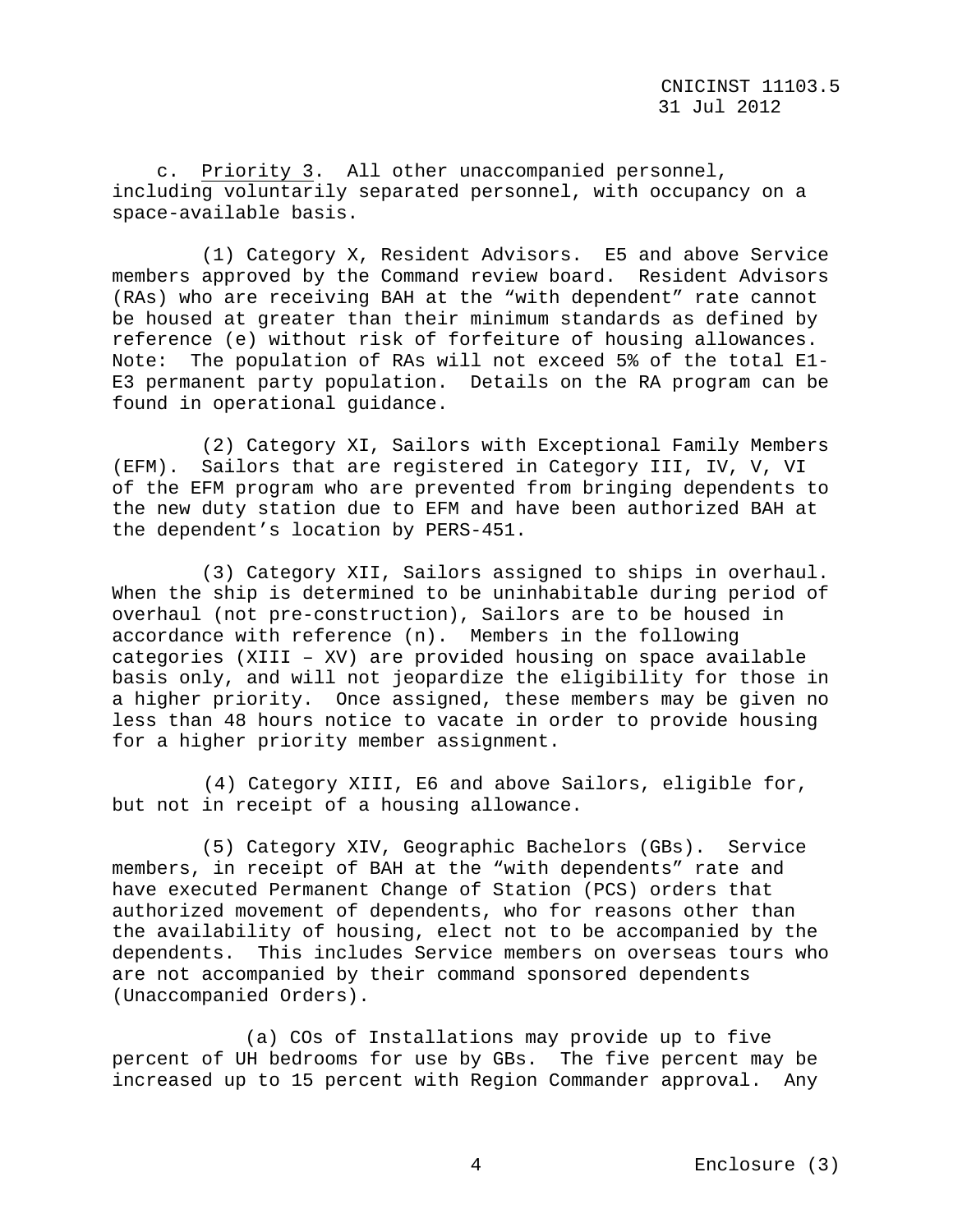c. Priority 3. All other unaccompanied personnel, including voluntarily separated personnel, with occupancy on a space-available basis.

(1) Category X, Resident Advisors. E5 and above Service members approved by the Command review board. Resident Advisors (RAs) who are receiving BAH at the "with dependent" rate cannot be housed at greater than their minimum standards as defined by reference (e) without risk of forfeiture of housing allowances. Note: The population of RAs will not exceed 5% of the total E1-E3 permanent party population. Details on the RA program can be found in operational guidance.

(2) Category XI, Sailors with Exceptional Family Members (EFM). Sailors that are registered in Category III, IV, V, VI of the EFM program who are prevented from bringing dependents to the new duty station due to EFM and have been authorized BAH at the dependent's location by PERS-451.

(3) Category XII, Sailors assigned to ships in overhaul. When the ship is determined to be uninhabitable during period of overhaul (not pre-construction), Sailors are to be housed in accordance with reference (n). Members in the following categories (XIII – XV) are provided housing on space available basis only, and will not jeopardize the eligibility for those in a higher priority. Once assigned, these members may be given no less than 48 hours notice to vacate in order to provide housing for a higher priority member assignment.

(4) Category XIII, E6 and above Sailors, eligible for, but not in receipt of a housing allowance.

(5) Category XIV, Geographic Bachelors (GBs). Service members, in receipt of BAH at the "with dependents" rate and have executed Permanent Change of Station (PCS) orders that authorized movement of dependents, who for reasons other than the availability of housing, elect not to be accompanied by the dependents. This includes Service members on overseas tours who are not accompanied by their command sponsored dependents (Unaccompanied Orders).

(a) COs of Installations may provide up to five percent of UH bedrooms for use by GBs. The five percent may be increased up to 15 percent with Region Commander approval. Any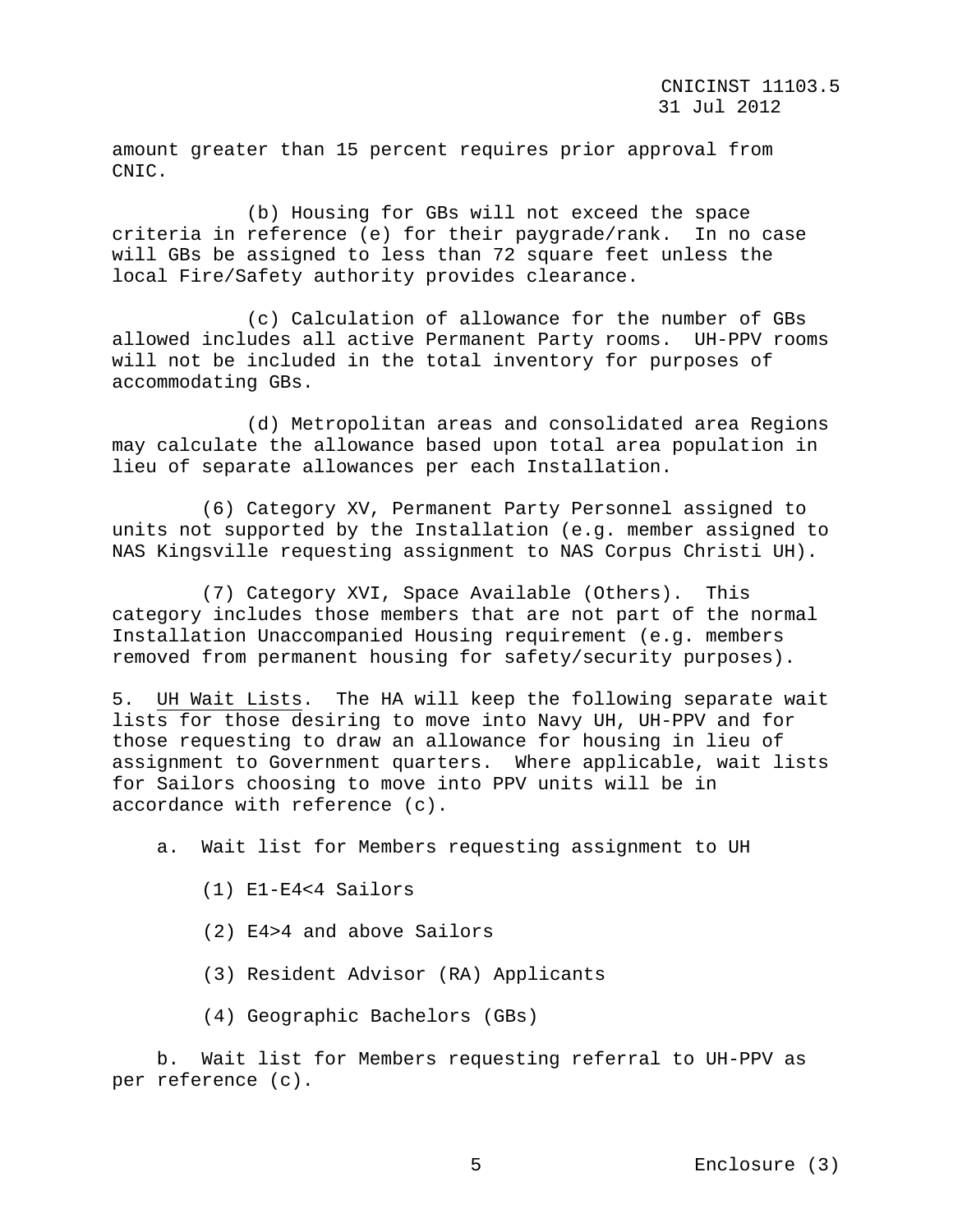amount greater than 15 percent requires prior approval from CNIC.

(b) Housing for GBs will not exceed the space criteria in reference (e) for their paygrade/rank. In no case will GBs be assigned to less than 72 square feet unless the local Fire/Safety authority provides clearance.

(c) Calculation of allowance for the number of GBs allowed includes all active Permanent Party rooms. UH-PPV rooms will not be included in the total inventory for purposes of accommodating GBs.

(d) Metropolitan areas and consolidated area Regions may calculate the allowance based upon total area population in lieu of separate allowances per each Installation.

(6) Category XV, Permanent Party Personnel assigned to units not supported by the Installation (e.g. member assigned to NAS Kingsville requesting assignment to NAS Corpus Christi UH).

(7) Category XVI, Space Available (Others). This category includes those members that are not part of the normal Installation Unaccompanied Housing requirement (e.g. members removed from permanent housing for safety/security purposes).

5. <u>UH Wait Lists</u>. The HA will keep the following separate wait lists for those desiring to move into Navy UH, UH-PPV and for those requesting to draw an allowance for housing in lieu of assignment to Government quarters. Where applicable, wait lists for Sailors choosing to move into PPV units will be in accordance with reference (c).

a. Wait list for Members requesting assignment to UH

(1) E1-E4<4 Sailors

(2) E4>4 and above Sailors

(3) Resident Advisor (RA) Applicants

(4) Geographic Bachelors (GBs)

b. Wait list for Members requesting referral to UH-PPV as per reference (c).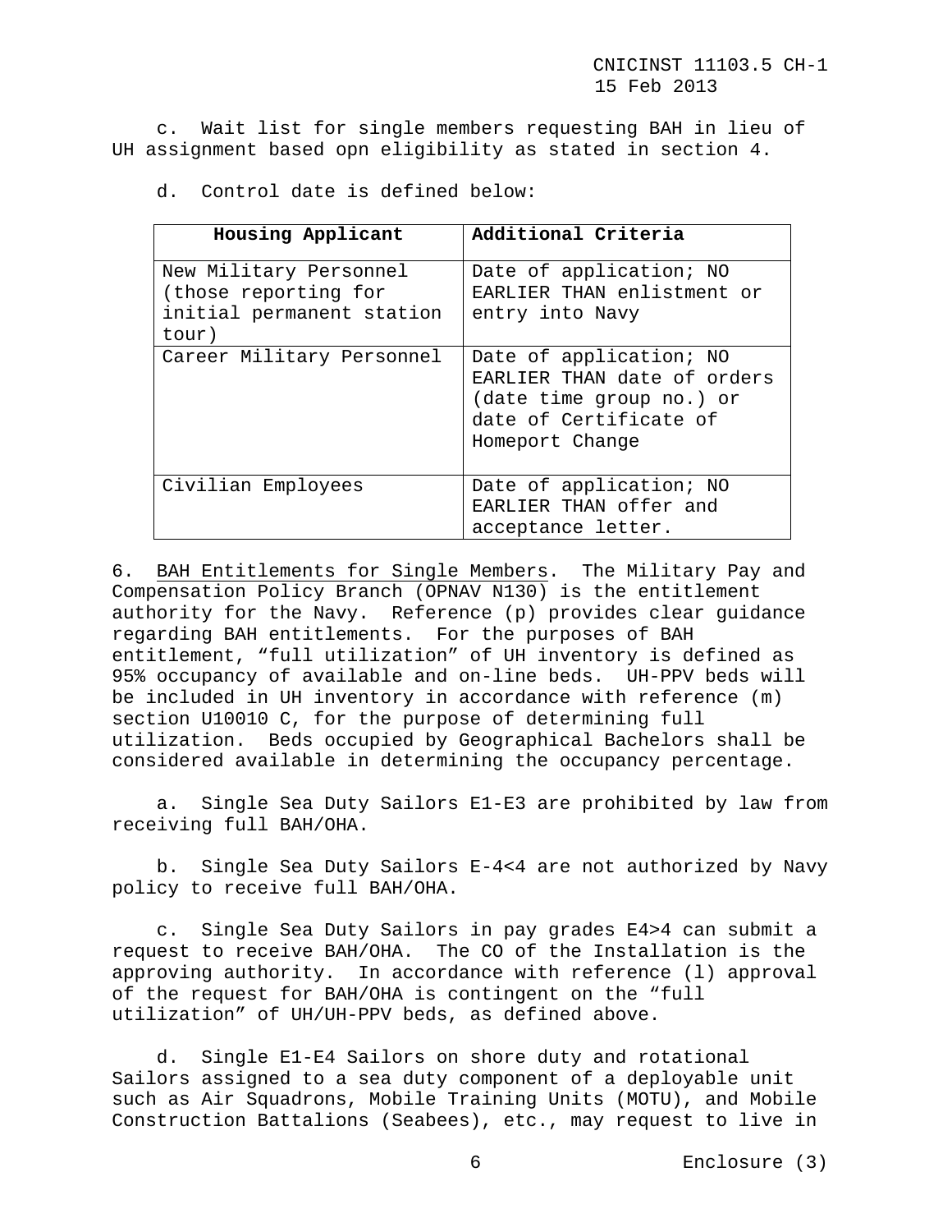c. Wait list for single members requesting BAH in lieu of UH assignment based opn eligibility as stated in section 4.

d. Control date is defined below:

| Housing Applicant | Additional Criteria |
|---|---|
| New Military Personnel (those reporting for initial permanent station tour) | Date of application; NO EARLIER THAN enlistment or entry into Navy |
| Career Military Personnel | Date of application; NO EARLIER THAN date of orders (date time group no.) or date of Certificate of Homeport Change |
| Civilian Employees | Date of application; NO EARLIER THAN offer and acceptance letter. |

6. BAH Entitlements for Single Members. The Military Pay and Compensation Policy Branch (OPNAV N130) is the entitlement authority for the Navy. Reference (p) provides clear guidance regarding BAH entitlements. For the purposes of BAH entitlement, "full utilization" of UH inventory is defined as 95% occupancy of available and on-line beds. UH-PPV beds will be included in UH inventory in accordance with reference (m) section U10010 C, for the purpose of determining full utilization. Beds occupied by Geographical Bachelors shall be considered available in determining the occupancy percentage.

a. Single Sea Duty Sailors E1-E3 are prohibited by law from receiving full BAH/OHA.

b. Single Sea Duty Sailors E-4<4 are not authorized by Navy policy to receive full BAH/OHA.

c. Single Sea Duty Sailors in pay grades E4>4 can submit a request to receive BAH/OHA. The CO of the Installation is the approving authority. In accordance with reference (l) approval of the request for BAH/OHA is contingent on the "full utilization" of UH/UH-PPV beds, as defined above.

d. Single E1-E4 Sailors on shore duty and rotational Sailors assigned to a sea duty component of a deployable unit such as Air Squadrons, Mobile Training Units (MOTU), and Mobile Construction Battalions (Seabees), etc., may request to live in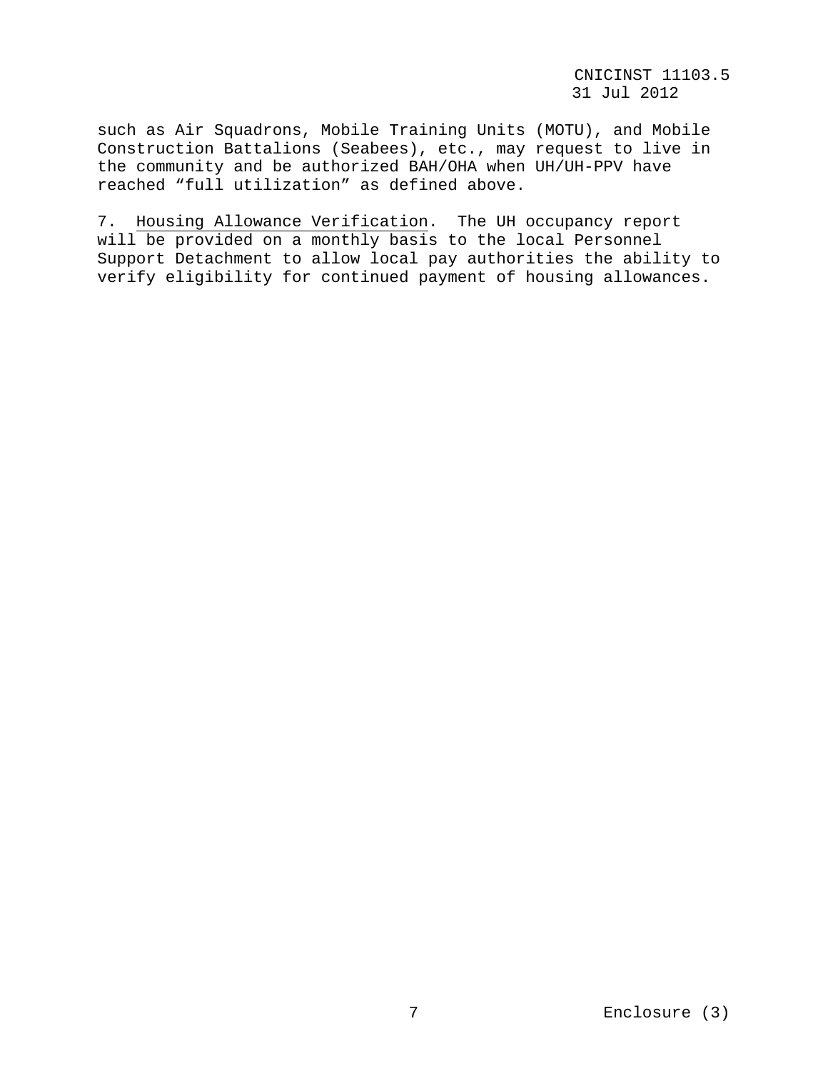such as Air Squadrons, Mobile Training Units (MOTU), and Mobile Construction Battalions (Seabees), etc., may request to live in the community and be authorized BAH/OHA when UH/UH-PPV have reached “full utilization” as defined above.

7. Housing Allowance Verification. The UH occupancy report will be provided on a monthly basis to the local Personnel Support Detachment to allow local pay authorities the ability to verify eligibility for continued payment of housing allowances.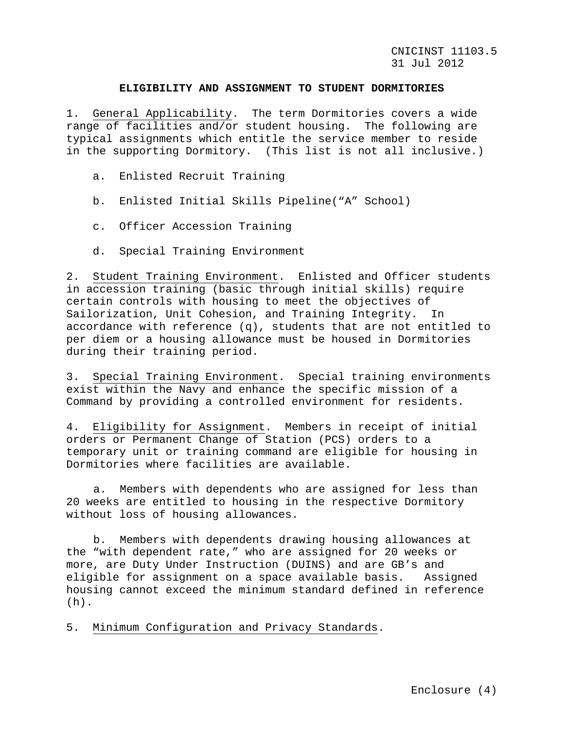**ELIGIBILITY AND ASSIGNMENT TO STUDENT DORMITORIES**

1. General Applicability. The term Dormitories covers a wide range of facilities and/or student housing. The following are typical assignments which entitle the service member to reside in the supporting Dormitory. (This list is not all inclusive.)

   a. Enlisted Recruit Training

   b. Enlisted Initial Skills Pipeline("A" School)

   c. Officer Accession Training

   d. Special Training Environment

2. Student Training Environment. Enlisted and Officer students in accession training (basic through initial skills) require certain controls with housing to meet the objectives of Sailorization, Unit Cohesion, and Training Integrity. In accordance with reference (q), students that are not entitled to per diem or a housing allowance must be housed in Dormitories during their training period.

3. Special Training Environment. Special training environments exist within the Navy and enhance the specific mission of a Command by providing a controlled environment for residents.

4. Eligibility for Assignment. Members in receipt of initial orders or Permanent Change of Station (PCS) orders to a temporary unit or training command are eligible for housing in Dormitories where facilities are available.

   a. Members with dependents who are assigned for less than 20 weeks are entitled to housing in the respective Dormitory without loss of housing allowances.

   b. Members with dependents drawing housing allowances at the "with dependent rate," who are assigned for 20 weeks or more, are Duty Under Instruction (DUINS) and are GB's and eligible for assignment on a space available basis. Assigned housing cannot exceed the minimum standard defined in reference (h).

5. Minimum Configuration and Privacy Standards.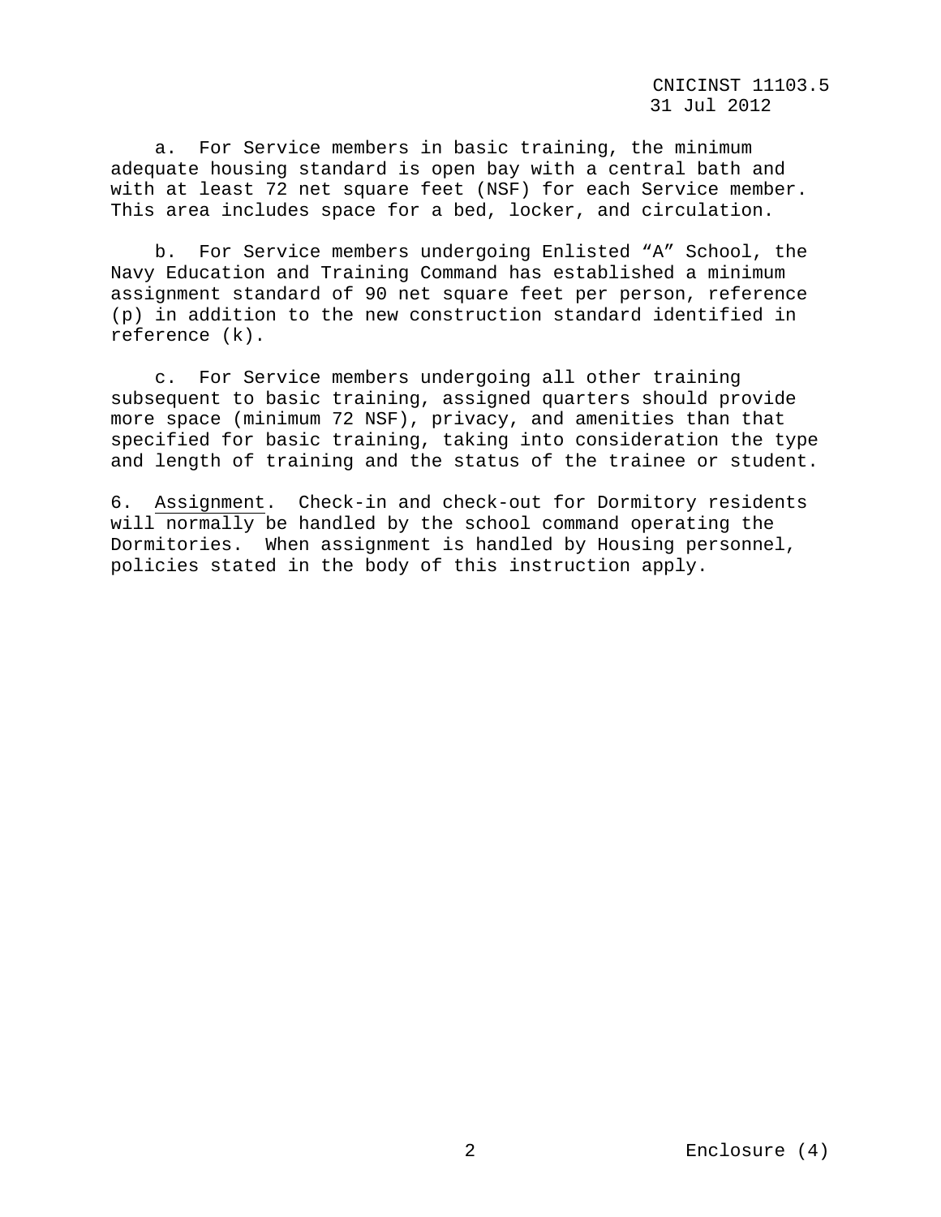a. For Service members in basic training, the minimum adequate housing standard is open bay with a central bath and with at least 72 net square feet (NSF) for each Service member. This area includes space for a bed, locker, and circulation.

b. For Service members undergoing Enlisted "A" School, the Navy Education and Training Command has established a minimum assignment standard of 90 net square feet per person, reference (p) in addition to the new construction standard identified in reference (k).

c. For Service members undergoing all other training subsequent to basic training, assigned quarters should provide more space (minimum 72 NSF), privacy, and amenities than that specified for basic training, taking into consideration the type and length of training and the status of the trainee or student.

6. <u>Assignment</u>. Check-in and check-out for Dormitory residents will normally be handled by the school command operating the Dormitories. When assignment is handled by Housing personnel, policies stated in the body of this instruction apply.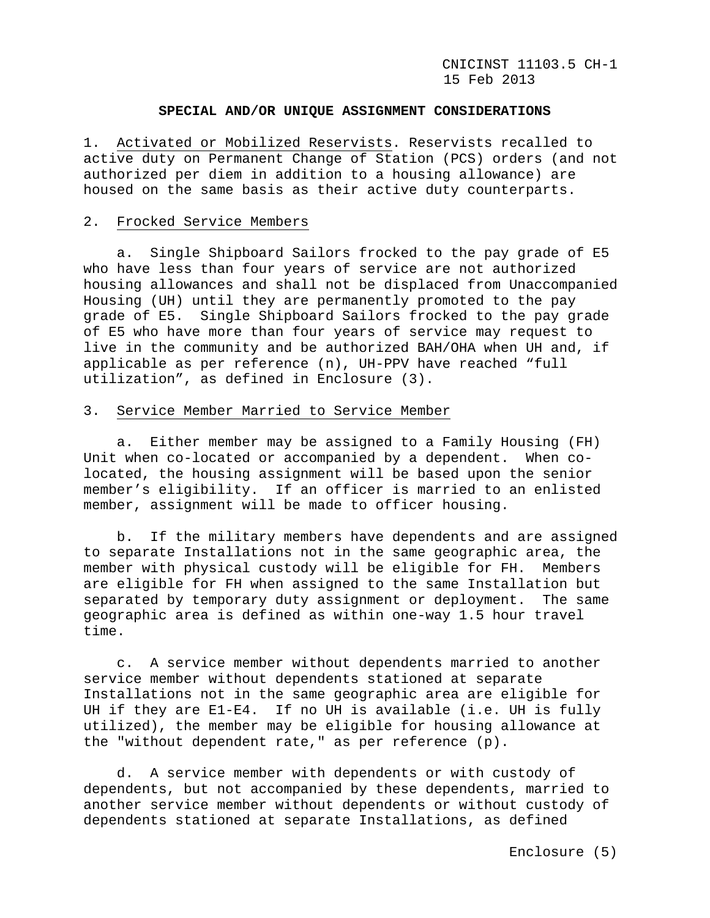## SPECIAL AND/OR UNIQUE ASSIGNMENT CONSIDERATIONS

1. Activated or Mobilized Reservists. Reservists recalled to active duty on Permanent Change of Station (PCS) orders (and not authorized per diem in addition to a housing allowance) are housed on the same basis as their active duty counterparts.

2. Frocked Service Members

    a. Single Shipboard Sailors frocked to the pay grade of E5 who have less than four years of service are not authorized housing allowances and shall not be displaced from Unaccompanied Housing (UH) until they are permanently promoted to the pay grade of E5. Single Shipboard Sailors frocked to the pay grade of E5 who have more than four years of service may request to live in the community and be authorized BAH/OHA when UH and, if applicable as per reference (n), UH-PPV have reached "full utilization", as defined in Enclosure (3).

3. Service Member Married to Service Member

    a. Either member may be assigned to a Family Housing (FH) Unit when co-located or accompanied by a dependent. When co-located, the housing assignment will be based upon the senior member's eligibility. If an officer is married to an enlisted member, assignment will be made to officer housing.

    b. If the military members have dependents and are assigned to separate Installations not in the same geographic area, the member with physical custody will be eligible for FH. Members are eligible for FH when assigned to the same Installation but separated by temporary duty assignment or deployment. The same geographic area is defined as within one-way 1.5 hour travel time.

    c. A service member without dependents married to another service member without dependents stationed at separate Installations not in the same geographic area are eligible for UH if they are E1-E4. If no UH is available (i.e. UH is fully utilized), the member may be eligible for housing allowance at the "without dependent rate," as per reference (p).

    d. A service member with dependents or with custody of dependents, but not accompanied by these dependents, married to another service member without dependents or without custody of dependents stationed at separate Installations, as defined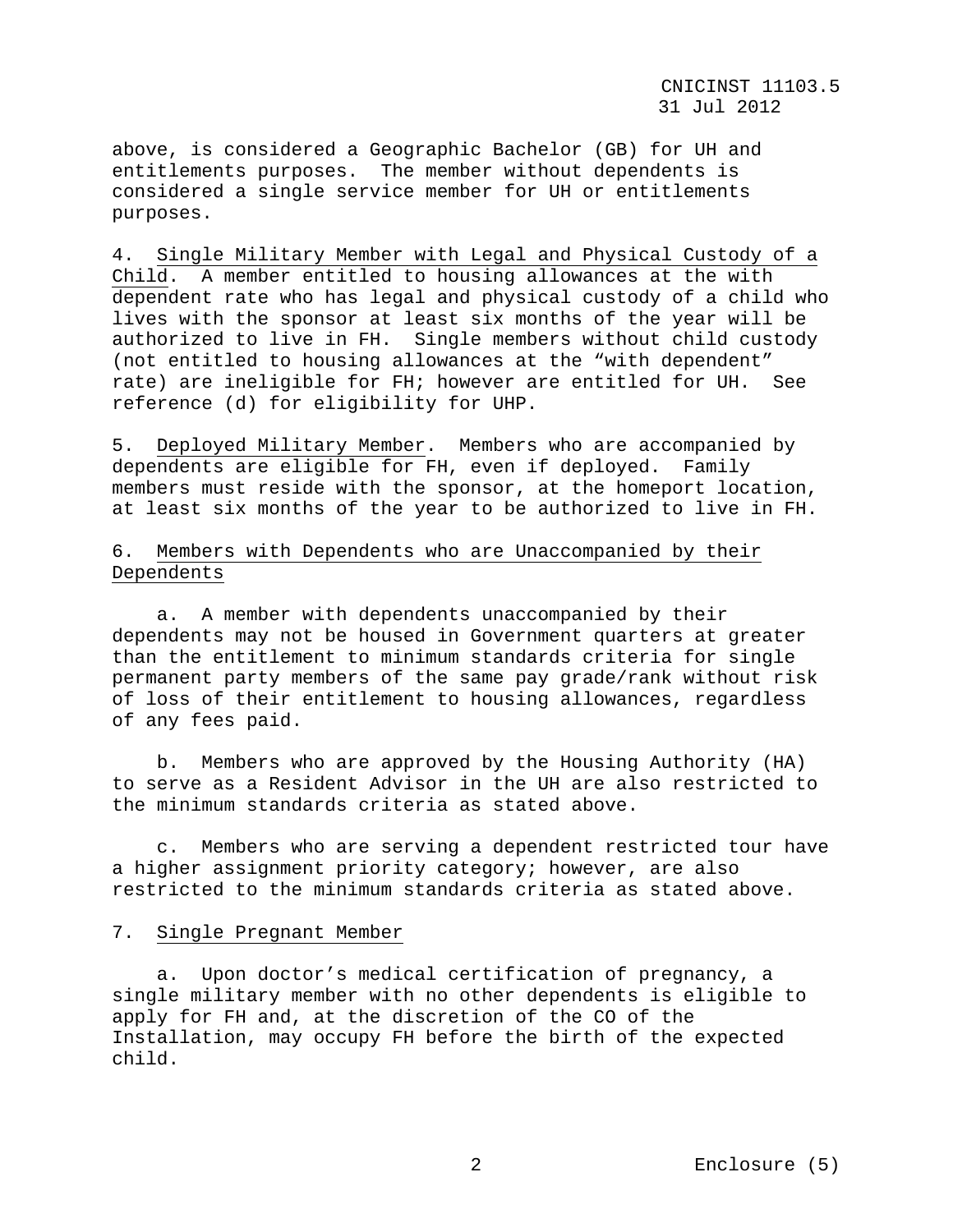above, is considered a Geographic Bachelor (GB) for UH and entitlements purposes. The member without dependents is considered a single service member for UH or entitlements purposes.

4. Single Military Member with Legal and Physical Custody of a Child. A member entitled to housing allowances at the with dependent rate who has legal and physical custody of a child who lives with the sponsor at least six months of the year will be authorized to live in FH. Single members without child custody (not entitled to housing allowances at the “with dependent” rate) are ineligible for FH; however are entitled for UH. See reference (d) for eligibility for UHP.

5. Deployed Military Member. Members who are accompanied by dependents are eligible for FH, even if deployed. Family members must reside with the sponsor, at the homeport location, at least six months of the year to be authorized to live in FH.

6. Members with Dependents who are Unaccompanied by their Dependents

a. A member with dependents unaccompanied by their dependents may not be housed in Government quarters at greater than the entitlement to minimum standards criteria for single permanent party members of the same pay grade/rank without risk of loss of their entitlement to housing allowances, regardless of any fees paid.

b. Members who are approved by the Housing Authority (HA) to serve as a Resident Advisor in the UH are also restricted to the minimum standards criteria as stated above.

c. Members who are serving a dependent restricted tour have a higher assignment priority category; however, are also restricted to the minimum standards criteria as stated above.

7. Single Pregnant Member

a. Upon doctor’s medical certification of pregnancy, a single military member with no other dependents is eligible to apply for FH and, at the discretion of the CO of the Installation, may occupy FH before the birth of the expected child.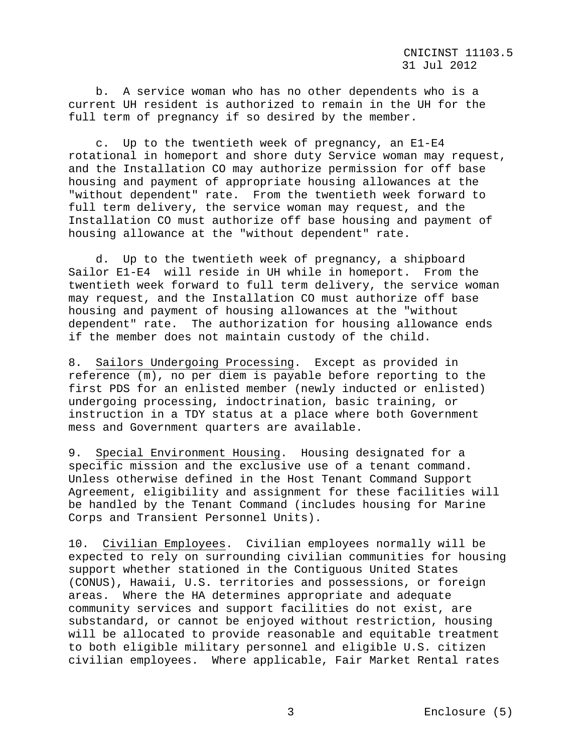b. A service woman who has no other dependents who is a current UH resident is authorized to remain in the UH for the full term of pregnancy if so desired by the member.

c. Up to the twentieth week of pregnancy, an E1-E4 rotational in homeport and shore duty Service woman may request, and the Installation CO may authorize permission for off base housing and payment of appropriate housing allowances at the "without dependent" rate. From the twentieth week forward to full term delivery, the service woman may request, and the Installation CO must authorize off base housing and payment of housing allowance at the "without dependent" rate.

d. Up to the twentieth week of pregnancy, a shipboard Sailor E1-E4 will reside in UH while in homeport. From the twentieth week forward to full term delivery, the service woman may request, and the Installation CO must authorize off base housing and payment of housing allowances at the "without dependent" rate. The authorization for housing allowance ends if the member does not maintain custody of the child.

8. Sailors Undergoing Processing. Except as provided in reference (m), no per diem is payable before reporting to the first PDS for an enlisted member (newly inducted or enlisted) undergoing processing, indoctrination, basic training, or instruction in a TDY status at a place where both Government mess and Government quarters are available.

9. Special Environment Housing. Housing designated for a specific mission and the exclusive use of a tenant command. Unless otherwise defined in the Host Tenant Command Support Agreement, eligibility and assignment for these facilities will be handled by the Tenant Command (includes housing for Marine Corps and Transient Personnel Units).

10. Civilian Employees. Civilian employees normally will be expected to rely on surrounding civilian communities for housing support whether stationed in the Contiguous United States (CONUS), Hawaii, U.S. territories and possessions, or foreign areas. Where the HA determines appropriate and adequate community services and support facilities do not exist, are substandard, or cannot be enjoyed without restriction, housing will be allocated to provide reasonable and equitable treatment to both eligible military personnel and eligible U.S. citizen civilian employees. Where applicable, Fair Market Rental rates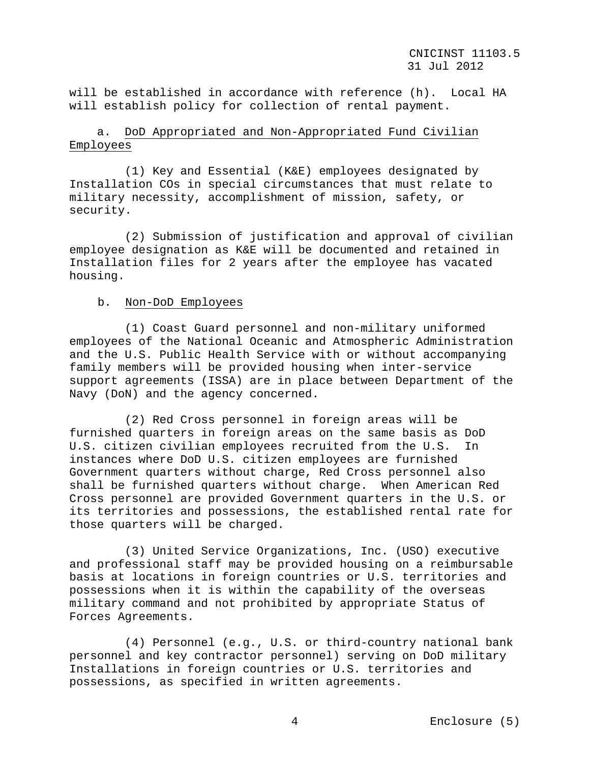will be established in accordance with reference (h). Local HA will establish policy for collection of rental payment.

a. DoD Appropriated and Non-Appropriated Fund Civilian Employees

(1) Key and Essential (K&E) employees designated by Installation COs in special circumstances that must relate to military necessity, accomplishment of mission, safety, or security.

(2) Submission of justification and approval of civilian employee designation as K&E will be documented and retained in Installation files for 2 years after the employee has vacated housing.

b. Non-DoD Employees

(1) Coast Guard personnel and non-military uniformed employees of the National Oceanic and Atmospheric Administration and the U.S. Public Health Service with or without accompanying family members will be provided housing when inter-service support agreements (ISSA) are in place between Department of the Navy (DoN) and the agency concerned.

(2) Red Cross personnel in foreign areas will be furnished quarters in foreign areas on the same basis as DoD U.S. citizen civilian employees recruited from the U.S. In instances where DoD U.S. citizen employees are furnished Government quarters without charge, Red Cross personnel also shall be furnished quarters without charge. When American Red Cross personnel are provided Government quarters in the U.S. or its territories and possessions, the established rental rate for those quarters will be charged.

(3) United Service Organizations, Inc. (USO) executive and professional staff may be provided housing on a reimbursable basis at locations in foreign countries or U.S. territories and possessions when it is within the capability of the overseas military command and not prohibited by appropriate Status of Forces Agreements.

(4) Personnel (e.g., U.S. or third-country national bank personnel and key contractor personnel) serving on DoD military Installations in foreign countries or U.S. territories and possessions, as specified in written agreements.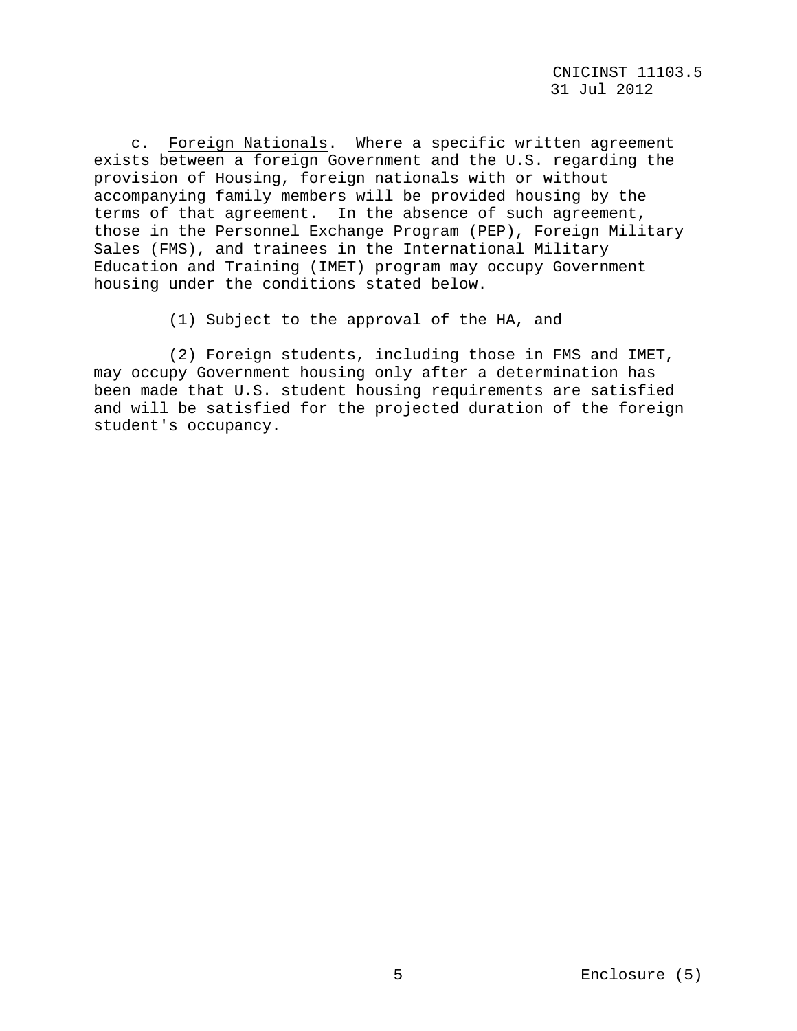c. <u>Foreign Nationals</u>. Where a specific written agreement exists between a foreign Government and the U.S. regarding the provision of Housing, foreign nationals with or without accompanying family members will be provided housing by the terms of that agreement. In the absence of such agreement, those in the Personnel Exchange Program (PEP), Foreign Military Sales (FMS), and trainees in the International Military Education and Training (IMET) program may occupy Government housing under the conditions stated below.

(1) Subject to the approval of the HA, and

(2) Foreign students, including those in FMS and IMET, may occupy Government housing only after a determination has been made that U.S. student housing requirements are satisfied and will be satisfied for the projected duration of the foreign student's occupancy.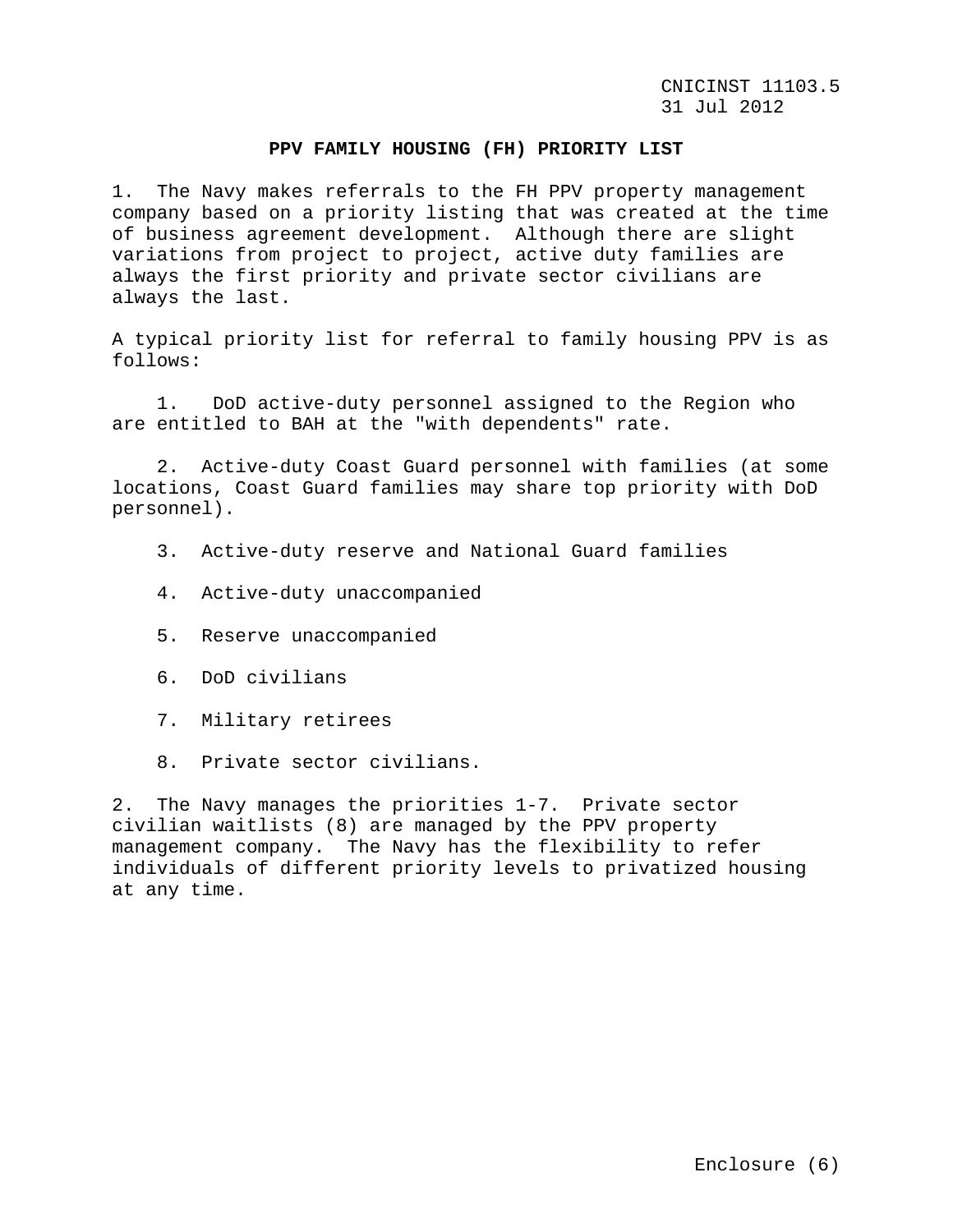## PPV FAMILY HOUSING (FH) PRIORITY LIST

1. The Navy makes referrals to the FH PPV property management company based on a priority listing that was created at the time of business agreement development. Although there are slight variations from project to project, active duty families are always the first priority and private sector civilians are always the last.

A typical priority list for referral to family housing PPV is as follows:

1. DoD active-duty personnel assigned to the Region who are entitled to BAH at the "with dependents" rate.

2. Active-duty Coast Guard personnel with families (at some locations, Coast Guard families may share top priority with DoD personnel).

3. Active-duty reserve and National Guard families

4. Active-duty unaccompanied

5. Reserve unaccompanied

6. DoD civilians

7. Military retirees

8. Private sector civilians.

2. The Navy manages the priorities 1-7. Private sector civilian waitlists (8) are managed by the PPV property management company. The Navy has the flexibility to refer individuals of different priority levels to privatized housing at any time.

Enclosure (6)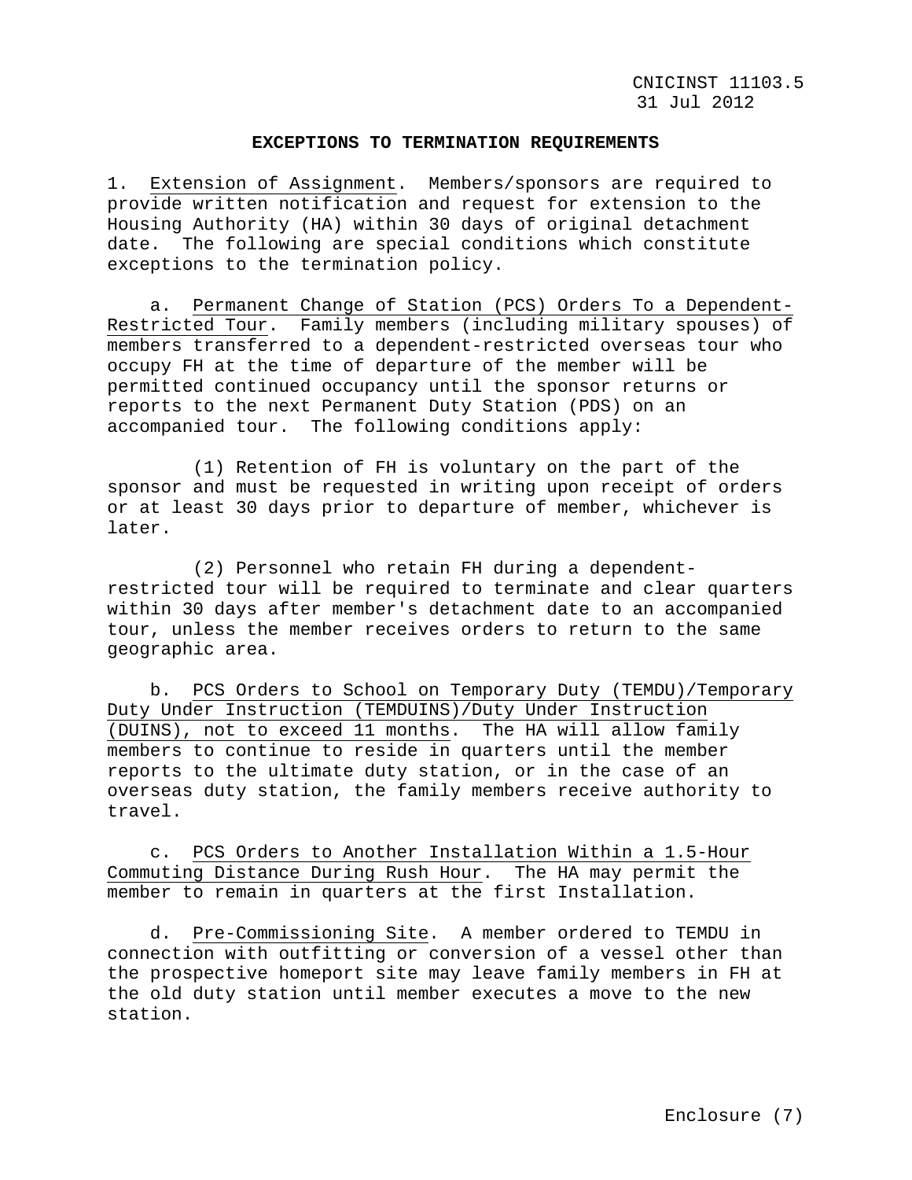# EXCEPTIONS TO TERMINATION REQUIREMENTS

1. Extension of Assignment. Members/sponsors are required to provide written notification and request for extension to the Housing Authority (HA) within 30 days of original detachment date. The following are special conditions which constitute exceptions to the termination policy.

   a. Permanent Change of Station (PCS) Orders To a Dependent-Restricted Tour. Family members (including military spouses) of members transferred to a dependent-restricted overseas tour who occupy FH at the time of departure of the member will be permitted continued occupancy until the sponsor returns or reports to the next Permanent Duty Station (PDS) on an accompanied tour. The following conditions apply:

      (1) Retention of FH is voluntary on the part of the sponsor and must be requested in writing upon receipt of orders or at least 30 days prior to departure of member, whichever is later.

      (2) Personnel who retain FH during a dependent-restricted tour will be required to terminate and clear quarters within 30 days after member's detachment date to an accompanied tour, unless the member receives orders to return to the same geographic area.

   b. PCS Orders to School on Temporary Duty (TEMDU)/Temporary Duty Under Instruction (TEMDUINS)/Duty Under Instruction (DUINS), not to exceed 11 months. The HA will allow family members to continue to reside in quarters until the member reports to the ultimate duty station, or in the case of an overseas duty station, the family members receive authority to travel.

   c. PCS Orders to Another Installation Within a 1.5-Hour Commuting Distance During Rush Hour. The HA may permit the member to remain in quarters at the first Installation.

   d. Pre-Commissioning Site. A member ordered to TEMDU in connection with outfitting or conversion of a vessel other than the prospective homeport site may leave family members in FH at the old duty station until member executes a move to the new station.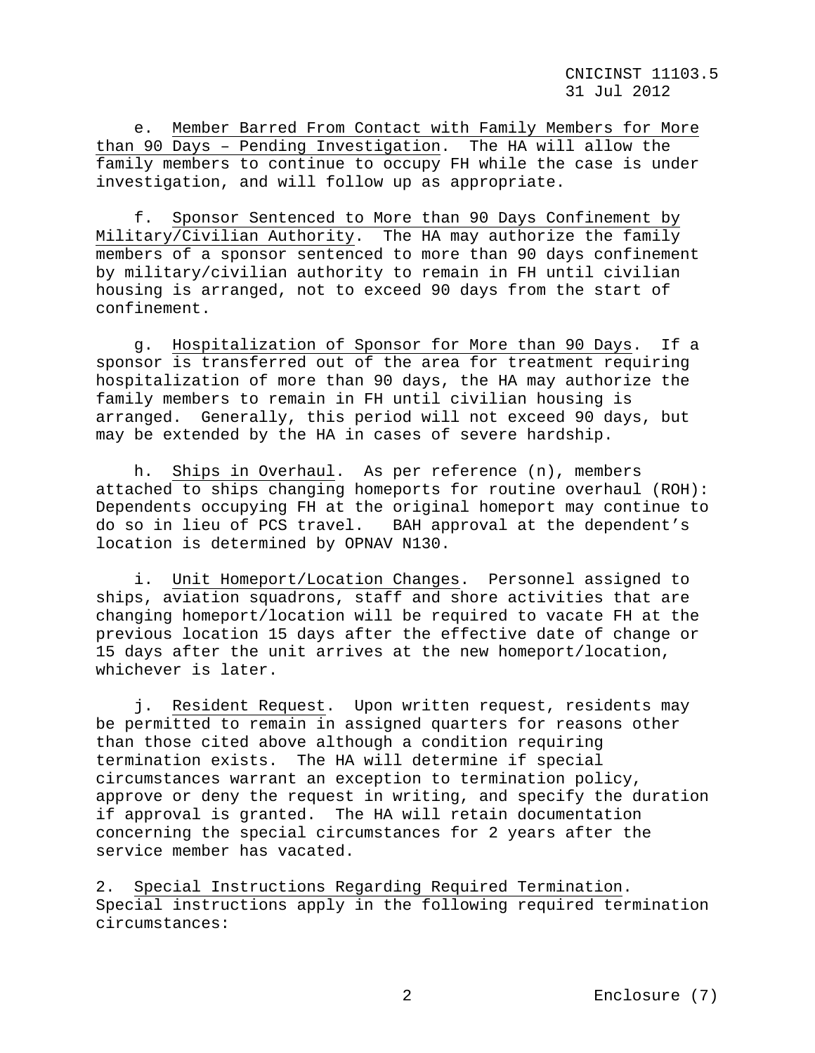e. Member Barred From Contact with Family Members for More than 90 Days – Pending Investigation. The HA will allow the family members to continue to occupy FH while the case is under investigation, and will follow up as appropriate.

f. Sponsor Sentenced to More than 90 Days Confinement by Military/Civilian Authority. The HA may authorize the family members of a sponsor sentenced to more than 90 days confinement by military/civilian authority to remain in FH until civilian housing is arranged, not to exceed 90 days from the start of confinement.

g. Hospitalization of Sponsor for More than 90 Days. If a sponsor is transferred out of the area for treatment requiring hospitalization of more than 90 days, the HA may authorize the family members to remain in FH until civilian housing is arranged. Generally, this period will not exceed 90 days, but may be extended by the HA in cases of severe hardship.

h. Ships in Overhaul. As per reference (n), members attached to ships changing homeports for routine overhaul (ROH): Dependents occupying FH at the original homeport may continue to do so in lieu of PCS travel. BAH approval at the dependent's location is determined by OPNAV N130.

i. Unit Homeport/Location Changes. Personnel assigned to ships, aviation squadrons, staff and shore activities that are changing homeport/location will be required to vacate FH at the previous location 15 days after the effective date of change or 15 days after the unit arrives at the new homeport/location, whichever is later.

j. Resident Request. Upon written request, residents may be permitted to remain in assigned quarters for reasons other than those cited above although a condition requiring termination exists. The HA will determine if special circumstances warrant an exception to termination policy, approve or deny the request in writing, and specify the duration if approval is granted. The HA will retain documentation concerning the special circumstances for 2 years after the service member has vacated.

2. Special Instructions Regarding Required Termination. Special instructions apply in the following required termination circumstances: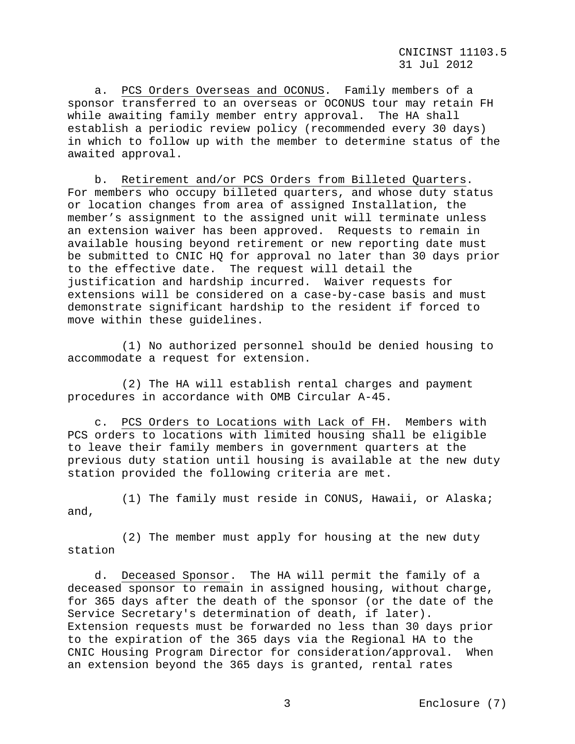a. PCS Orders Overseas and OCONUS. Family members of a sponsor transferred to an overseas or OCONUS tour may retain FH while awaiting family member entry approval. The HA shall establish a periodic review policy (recommended every 30 days) in which to follow up with the member to determine status of the awaited approval.

b. Retirement and/or PCS Orders from Billeted Quarters. For members who occupy billeted quarters, and whose duty status or location changes from area of assigned Installation, the member's assignment to the assigned unit will terminate unless an extension waiver has been approved. Requests to remain in available housing beyond retirement or new reporting date must be submitted to CNIC HQ for approval no later than 30 days prior to the effective date. The request will detail the justification and hardship incurred. Waiver requests for extensions will be considered on a case-by-case basis and must demonstrate significant hardship to the resident if forced to move within these guidelines.

(1) No authorized personnel should be denied housing to accommodate a request for extension.

(2) The HA will establish rental charges and payment procedures in accordance with OMB Circular A-45.

c. PCS Orders to Locations with Lack of FH. Members with PCS orders to locations with limited housing shall be eligible to leave their family members in government quarters at the previous duty station until housing is available at the new duty station provided the following criteria are met.

(1) The family must reside in CONUS, Hawaii, or Alaska; and,

(2) The member must apply for housing at the new duty station

d. Deceased Sponsor. The HA will permit the family of a deceased sponsor to remain in assigned housing, without charge, for 365 days after the death of the sponsor (or the date of the Service Secretary's determination of death, if later). Extension requests must be forwarded no less than 30 days prior to the expiration of the 365 days via the Regional HA to the CNIC Housing Program Director for consideration/approval. When an extension beyond the 365 days is granted, rental rates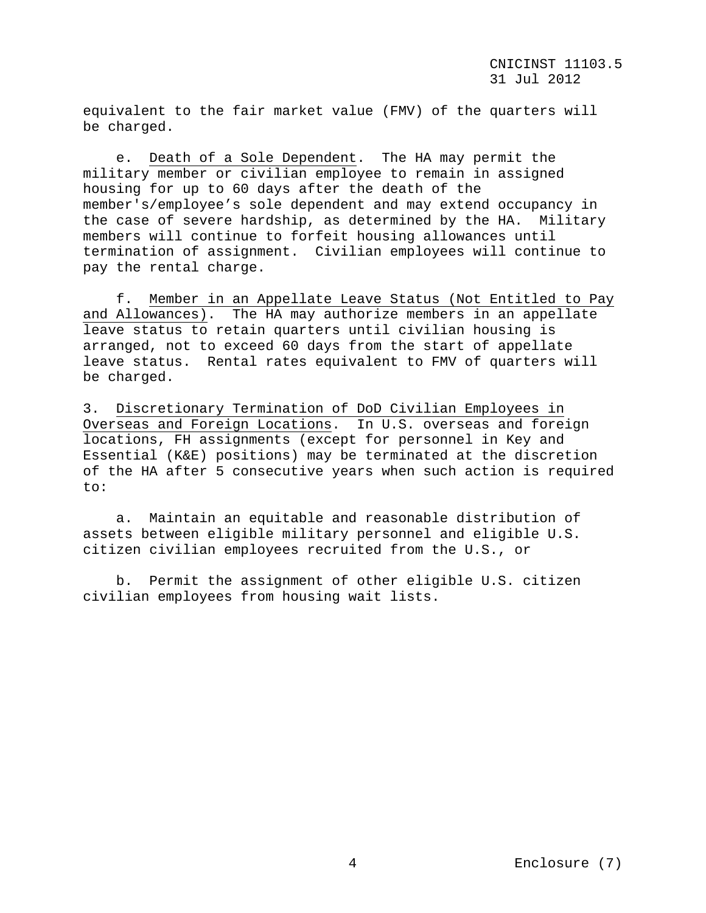equivalent to the fair market value (FMV) of the quarters will be charged.

e. Death of a Sole Dependent. The HA may permit the military member or civilian employee to remain in assigned housing for up to 60 days after the death of the member's/employee's sole dependent and may extend occupancy in the case of severe hardship, as determined by the HA. Military members will continue to forfeit housing allowances until termination of assignment. Civilian employees will continue to pay the rental charge.

f. Member in an Appellate Leave Status (Not Entitled to Pay and Allowances). The HA may authorize members in an appellate leave status to retain quarters until civilian housing is arranged, not to exceed 60 days from the start of appellate leave status. Rental rates equivalent to FMV of quarters will be charged.

3. Discretionary Termination of DoD Civilian Employees in Overseas and Foreign Locations. In U.S. overseas and foreign locations, FH assignments (except for personnel in Key and Essential (K&E) positions) may be terminated at the discretion of the HA after 5 consecutive years when such action is required to:

a. Maintain an equitable and reasonable distribution of assets between eligible military personnel and eligible U.S. citizen civilian employees recruited from the U.S., or

b. Permit the assignment of other eligible U.S. citizen civilian employees from housing wait lists.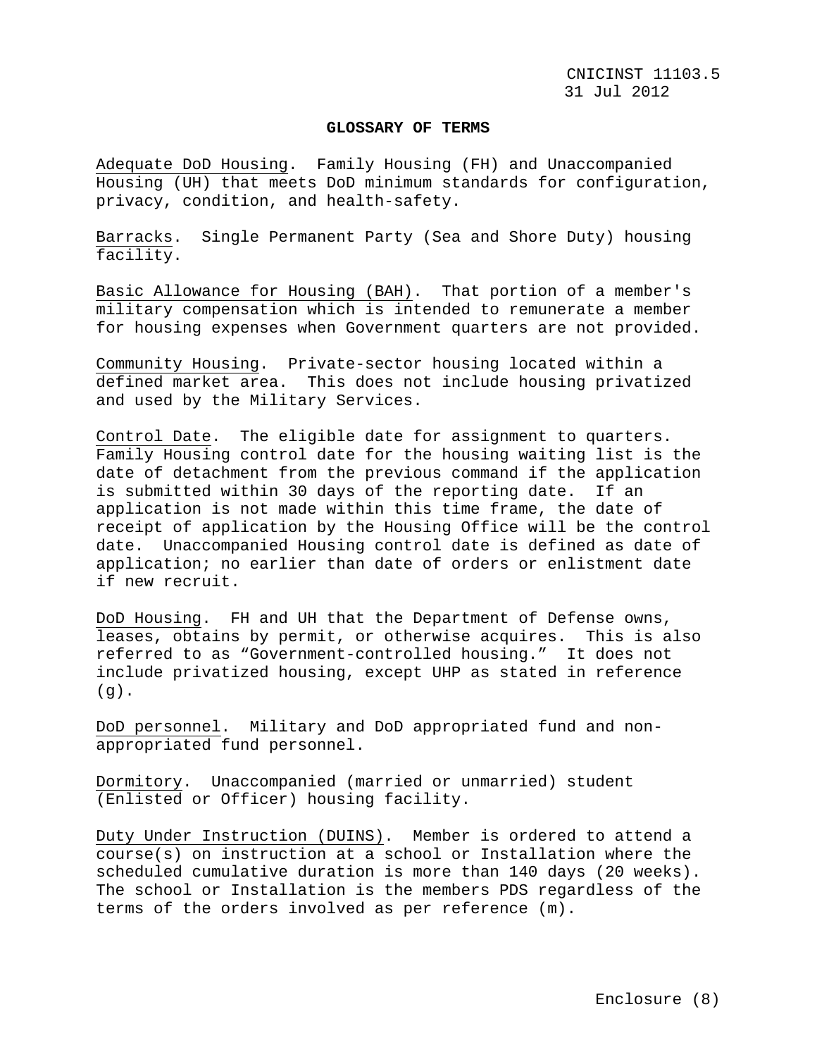**GLOSSARY OF TERMS**

Adequate DoD Housing. Family Housing (FH) and Unaccompanied Housing (UH) that meets DoD minimum standards for configuration, privacy, condition, and health-safety.

Barracks. Single Permanent Party (Sea and Shore Duty) housing facility.

Basic Allowance for Housing (BAH). That portion of a member's military compensation which is intended to remunerate a member for housing expenses when Government quarters are not provided.

Community Housing. Private-sector housing located within a defined market area. This does not include housing privatized and used by the Military Services.

Control Date. The eligible date for assignment to quarters. Family Housing control date for the housing waiting list is the date of detachment from the previous command if the application is submitted within 30 days of the reporting date. If an application is not made within this time frame, the date of receipt of application by the Housing Office will be the control date. Unaccompanied Housing control date is defined as date of application; no earlier than date of orders or enlistment date if new recruit.

DoD Housing. FH and UH that the Department of Defense owns, leases, obtains by permit, or otherwise acquires. This is also referred to as "Government-controlled housing." It does not include privatized housing, except UHP as stated in reference (g).

DoD personnel. Military and DoD appropriated fund and non-appropriated fund personnel.

Dormitory. Unaccompanied (married or unmarried) student (Enlisted or Officer) housing facility.

Duty Under Instruction (DUINS). Member is ordered to attend a course(s) on instruction at a school or Installation where the scheduled cumulative duration is more than 140 days (20 weeks). The school or Installation is the members PDS regardless of the terms of the orders involved as per reference (m).

Enclosure (8)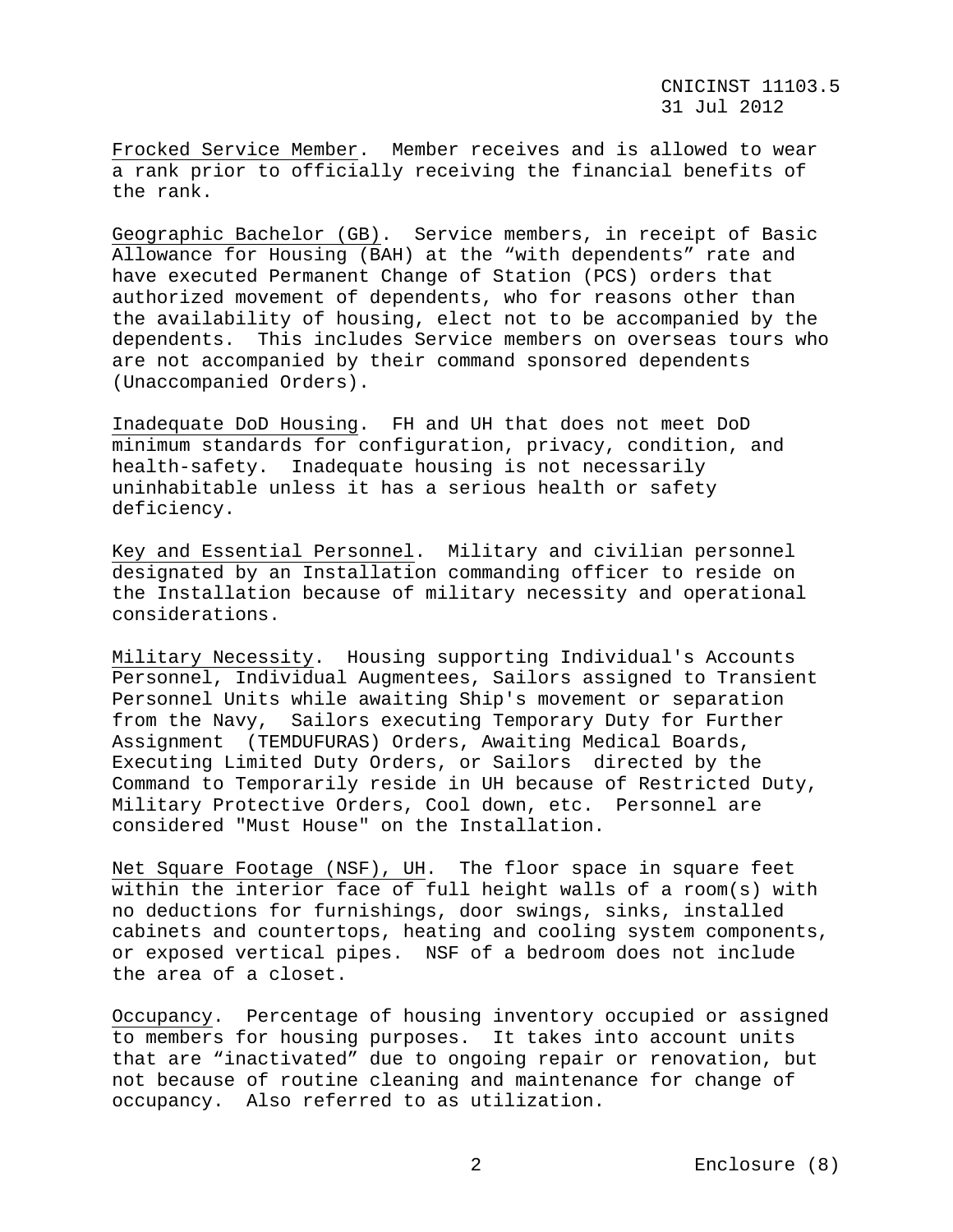Frocked Service Member. Member receives and is allowed to wear a rank prior to officially receiving the financial benefits of the rank.

Geographic Bachelor (GB). Service members, in receipt of Basic Allowance for Housing (BAH) at the "with dependents" rate and have executed Permanent Change of Station (PCS) orders that authorized movement of dependents, who for reasons other than the availability of housing, elect not to be accompanied by the dependents. This includes Service members on overseas tours who are not accompanied by their command sponsored dependents (Unaccompanied Orders).

Inadequate DoD Housing. FH and UH that does not meet DoD minimum standards for configuration, privacy, condition, and health-safety. Inadequate housing is not necessarily uninhabitable unless it has a serious health or safety deficiency.

Key and Essential Personnel. Military and civilian personnel designated by an Installation commanding officer to reside on the Installation because of military necessity and operational considerations.

Military Necessity. Housing supporting Individual's Accounts Personnel, Individual Augmentees, Sailors assigned to Transient Personnel Units while awaiting Ship's movement or separation from the Navy, Sailors executing Temporary Duty for Further Assignment (TEMDUFURAS) Orders, Awaiting Medical Boards, Executing Limited Duty Orders, or Sailors directed by the Command to Temporarily reside in UH because of Restricted Duty, Military Protective Orders, Cool down, etc. Personnel are considered "Must House" on the Installation.

Net Square Footage (NSF), UH. The floor space in square feet within the interior face of full height walls of a room(s) with no deductions for furnishings, door swings, sinks, installed cabinets and countertops, heating and cooling system components, or exposed vertical pipes. NSF of a bedroom does not include the area of a closet.

Occupancy. Percentage of housing inventory occupied or assigned to members for housing purposes. It takes into account units that are "inactivated" due to ongoing repair or renovation, but not because of routine cleaning and maintenance for change of occupancy. Also referred to as utilization.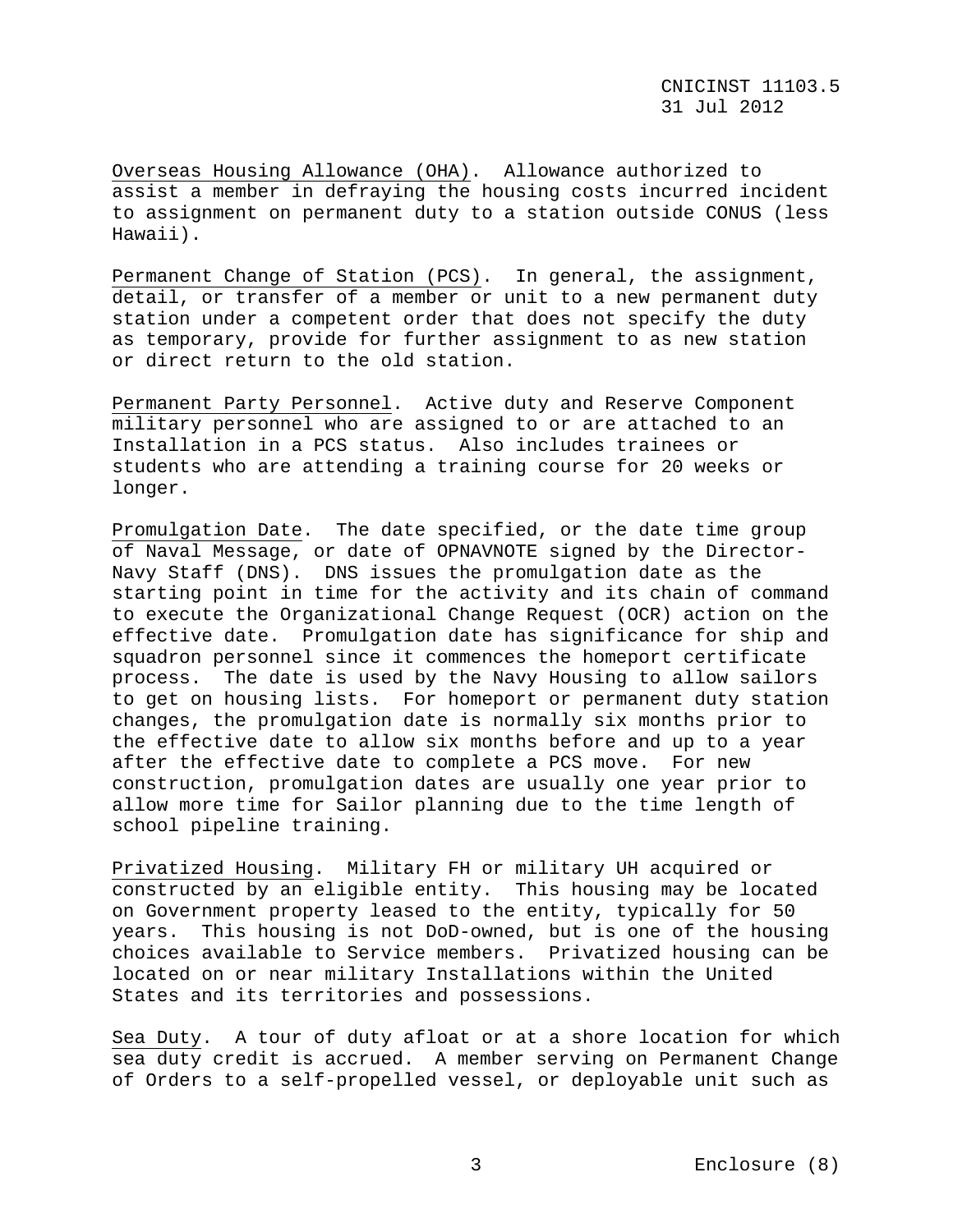Overseas Housing Allowance (OHA). Allowance authorized to assist a member in defraying the housing costs incurred incident to assignment on permanent duty to a station outside CONUS (less Hawaii).

Permanent Change of Station (PCS). In general, the assignment, detail, or transfer of a member or unit to a new permanent duty station under a competent order that does not specify the duty as temporary, provide for further assignment to as new station or direct return to the old station.

Permanent Party Personnel. Active duty and Reserve Component military personnel who are assigned to or are attached to an Installation in a PCS status. Also includes trainees or students who are attending a training course for 20 weeks or longer.

Promulgation Date. The date specified, or the date time group of Naval Message, or date of OPNAVNOTE signed by the Director-Navy Staff (DNS). DNS issues the promulgation date as the starting point in time for the activity and its chain of command to execute the Organizational Change Request (OCR) action on the effective date. Promulgation date has significance for ship and squadron personnel since it commences the homeport certificate process. The date is used by the Navy Housing to allow sailors to get on housing lists. For homeport or permanent duty station changes, the promulgation date is normally six months prior to the effective date to allow six months before and up to a year after the effective date to complete a PCS move. For new construction, promulgation dates are usually one year prior to allow more time for Sailor planning due to the time length of school pipeline training.

Privatized Housing. Military FH or military UH acquired or constructed by an eligible entity. This housing may be located on Government property leased to the entity, typically for 50 years. This housing is not DoD-owned, but is one of the housing choices available to Service members. Privatized housing can be located on or near military Installations within the United States and its territories and possessions.

Sea Duty. A tour of duty afloat or at a shore location for which sea duty credit is accrued. A member serving on Permanent Change of Orders to a self-propelled vessel, or deployable unit such as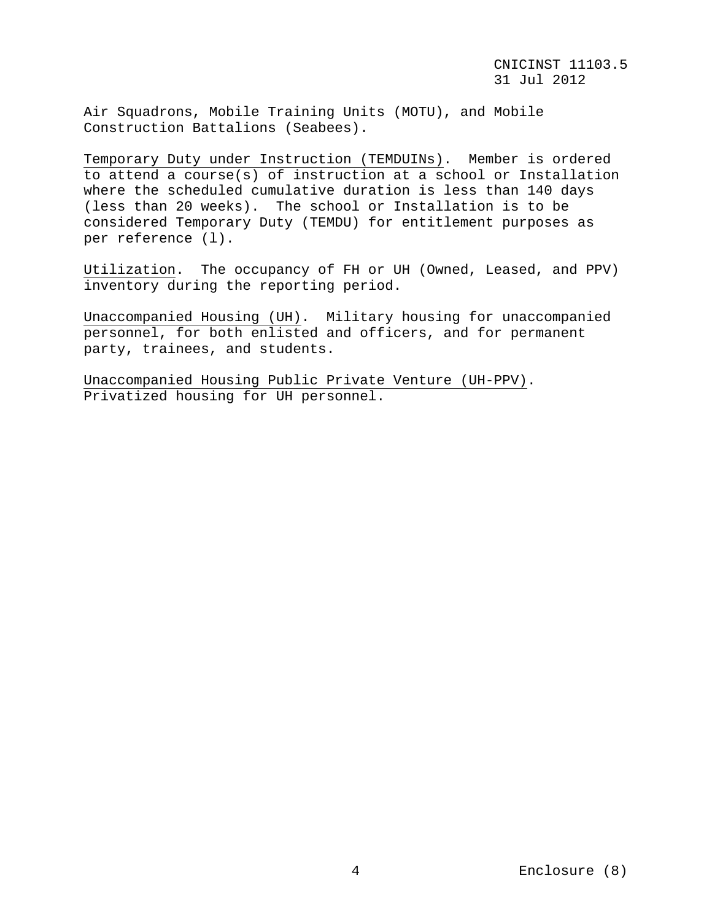Air Squadrons, Mobile Training Units (MOTU), and Mobile Construction Battalions (Seabees).

Temporary Duty under Instruction (TEMDUINs). Member is ordered to attend a course(s) of instruction at a school or Installation where the scheduled cumulative duration is less than 140 days (less than 20 weeks). The school or Installation is to be considered Temporary Duty (TEMDU) for entitlement purposes as per reference (l).

Utilization. The occupancy of FH or UH (Owned, Leased, and PPV) inventory during the reporting period.

Unaccompanied Housing (UH). Military housing for unaccompanied personnel, for both enlisted and officers, and for permanent party, trainees, and students.

Unaccompanied Housing Public Private Venture (UH-PPV). Privatized housing for UH personnel.